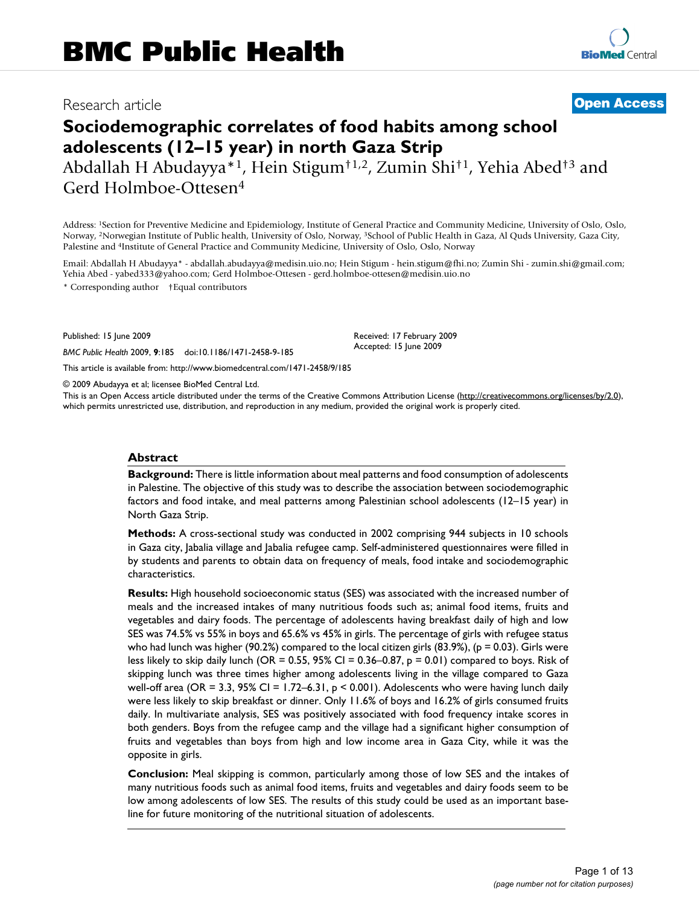Research article **Open Access**

# Sociodemographic correlates of food habits among school adolescents (12–15 year) in north Gaza Strip

Abdallah H Abudayya*[1], Hein Stigum†[1,2], Zumin Shi†[1], Yehia Abed†[3] and Gerd Holmboe-Ottesen[4]

Address: [1]Section for Preventive Medicine and Epidemiology, Institute of General Practice and Community Medicine, University of Oslo, Oslo, Norway, [2]Norwegian Institute of Public health, University of Oslo, Norway, [3]School of Public Health in Gaza, Al Quds University, Gaza City, Palestine and [4]Institute of General Practice and Community Medicine, University of Oslo, Oslo, Norway

Email: Abdallah H Abudayya* - abdallah.abudayya@medisin.uio.no; Hein Stigum - hein.stigum@fhi.no; Zumin Shi - zumin.shi@gmail.com; Yehia Abed - yabed333@yahoo.com; Gerd Holmboe-Ottesen - gerd.holmboe-ottesen@medisin.uio.no

\* Corresponding author †Equal contributors

Published: 15 June 2009

*BMC Public Health* 2009, **9**:185 doi:10.1186/1471-2458-9-185

Received: 17 February 2009
Accepted: 15 June 2009

This article is available from: http://www.biomedcentral.com/1471-2458/9/185

© 2009 Abudayya et al; licensee BioMed Central Ltd.

This is an Open Access article distributed under the terms of the Creative Commons Attribution License (http://creativecommons.org/licenses/by/2.0), which permits unrestricted use, distribution, and reproduction in any medium, provided the original work is properly cited.

## Abstract

**Background:** There is little information about meal patterns and food consumption of adolescents in Palestine. The objective of this study was to describe the association between sociodemographic factors and food intake, and meal patterns among Palestinian school adolescents (12–15 year) in North Gaza Strip.

**Methods:** A cross-sectional study was conducted in 2002 comprising 944 subjects in 10 schools in Gaza city, Jabalia village and Jabalia refugee camp. Self-administered questionnaires were filled in by students and parents to obtain data on frequency of meals, food intake and sociodemographic characteristics.

**Results:** High household socioeconomic status (SES) was associated with the increased number of meals and the increased intakes of many nutritious foods such as; animal food items, fruits and vegetables and dairy foods. The percentage of adolescents having breakfast daily of high and low SES was 74.5% vs 55% in boys and 65.6% vs 45% in girls. The percentage of girls with refugee status who had lunch was higher (90.2%) compared to the local citizen girls (83.9%), ($p = 0.03$). Girls were less likely to skip daily lunch (OR = 0.55, 95% CI = 0.36–0.87, $p = 0.01$) compared to boys. Risk of skipping lunch was three times higher among adolescents living in the village compared to Gaza well-off area (OR = 3.3, 95% CI = 1.72–6.31, $p < 0.001$). Adolescents who were having lunch daily were less likely to skip breakfast or dinner. Only 11.6% of boys and 16.2% of girls consumed fruits daily. In multivariate analysis, SES was positively associated with food frequency intake scores in both genders. Boys from the refugee camp and the village had a significant higher consumption of fruits and vegetables than boys from high and low income area in Gaza City, while it was the opposite in girls.

**Conclusion:** Meal skipping is common, particularly among those of low SES and the intakes of many nutritious foods such as animal food items, fruits and vegetables and dairy foods seem to be low among adolescents of low SES. The results of this study could be used as an important baseline for future monitoring of the nutritional situation of adolescents.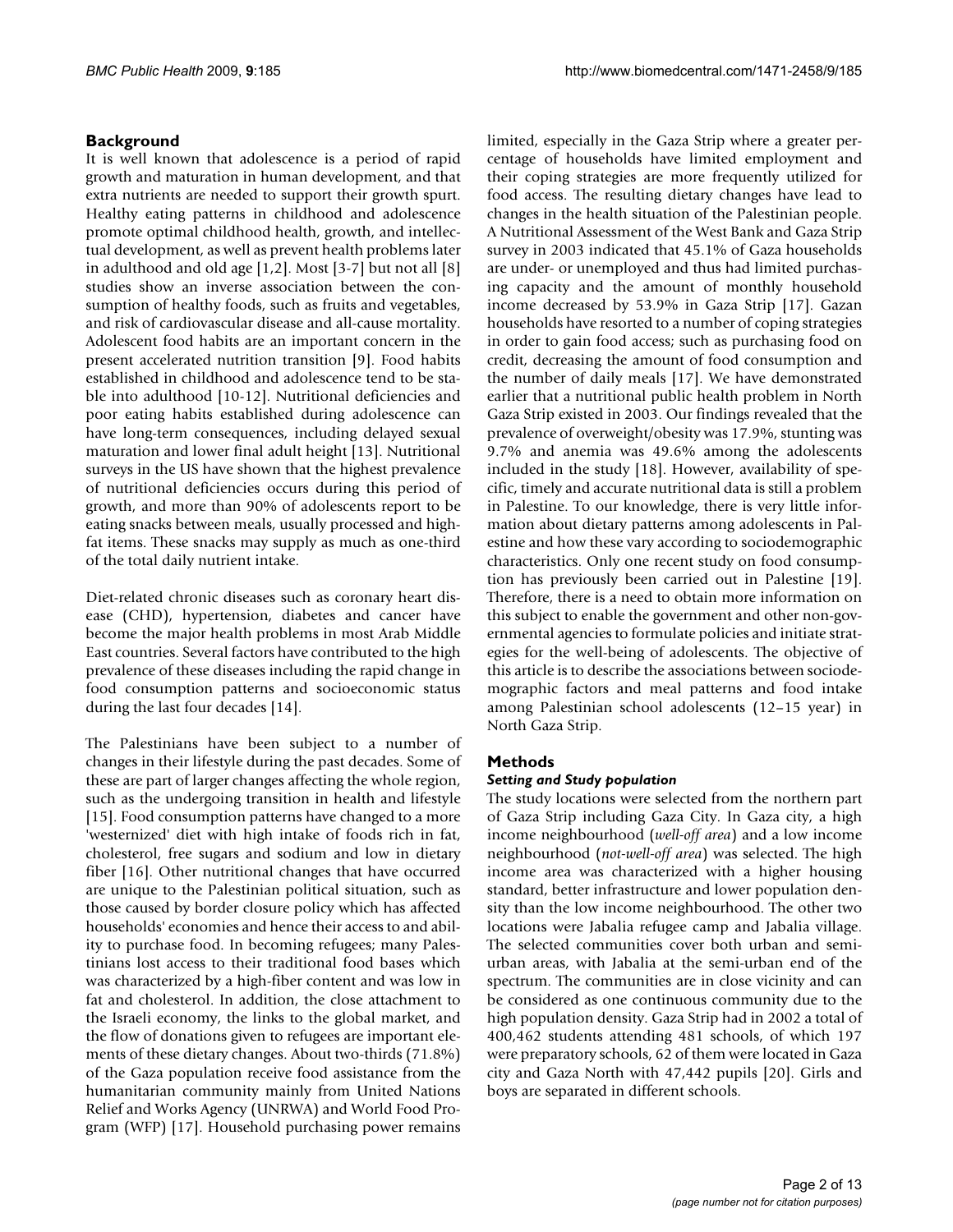## Background

It is well known that adolescence is a period of rapid growth and maturation in human development, and that extra nutrients are needed to support their growth spurt. Healthy eating patterns in childhood and adolescence promote optimal childhood health, growth, and intellectual development, as well as prevent health problems later in adulthood and old age [1,2]. Most [3-7] but not all [8] studies show an inverse association between the consumption of healthy foods, such as fruits and vegetables, and risk of cardiovascular disease and all-cause mortality. Adolescent food habits are an important concern in the present accelerated nutrition transition [9]. Food habits established in childhood and adolescence tend to be stable into adulthood [10-12]. Nutritional deficiencies and poor eating habits established during adolescence can have long-term consequences, including delayed sexual maturation and lower final adult height [13]. Nutritional surveys in the US have shown that the highest prevalence of nutritional deficiencies occurs during this period of growth, and more than 90% of adolescents report to be eating snacks between meals, usually processed and high-fat items. These snacks may supply as much as one-third of the total daily nutrient intake.

Diet-related chronic diseases such as coronary heart disease (CHD), hypertension, diabetes and cancer have become the major health problems in most Arab Middle East countries. Several factors have contributed to the high prevalence of these diseases including the rapid change in food consumption patterns and socioeconomic status during the last four decades [14].

The Palestinians have been subject to a number of changes in their lifestyle during the past decades. Some of these are part of larger changes affecting the whole region, such as the undergoing transition in health and lifestyle [15]. Food consumption patterns have changed to a more 'westernized' diet with high intake of foods rich in fat, cholesterol, free sugars and sodium and low in dietary fiber [16]. Other nutritional changes that have occurred are unique to the Palestinian political situation, such as those caused by border closure policy which has affected households' economies and hence their access to and ability to purchase food. In becoming refugees; many Palestinians lost access to their traditional food bases which was characterized by a high-fiber content and was low in fat and cholesterol. In addition, the close attachment to the Israeli economy, the links to the global market, and the flow of donations given to refugees are important elements of these dietary changes. About two-thirds (71.8%) of the Gaza population receive food assistance from the humanitarian community mainly from United Nations Relief and Works Agency (UNRWA) and World Food Program (WFP) [17]. Household purchasing power remains limited, especially in the Gaza Strip where a greater percentage of households have limited employment and their coping strategies are more frequently utilized for food access. The resulting dietary changes have lead to changes in the health situation of the Palestinian people. A Nutritional Assessment of the West Bank and Gaza Strip survey in 2003 indicated that 45.1% of Gaza households are under- or unemployed and thus had limited purchasing capacity and the amount of monthly household income decreased by 53.9% in Gaza Strip [17]. Gazan households have resorted to a number of coping strategies in order to gain food access; such as purchasing food on credit, decreasing the amount of food consumption and the number of daily meals [17]. We have demonstrated earlier that a nutritional public health problem in North Gaza Strip existed in 2003. Our findings revealed that the prevalence of overweight/obesity was 17.9%, stunting was 9.7% and anemia was 49.6% among the adolescents included in the study [18]. However, availability of specific, timely and accurate nutritional data is still a problem in Palestine. To our knowledge, there is very little information about dietary patterns among adolescents in Palestine and how these vary according to sociodemographic characteristics. Only one recent study on food consumption has previously been carried out in Palestine [19]. Therefore, there is a need to obtain more information on this subject to enable the government and other non-governmental agencies to formulate policies and initiate strategies for the well-being of adolescents. The objective of this article is to describe the associations between sociodemographic factors and meal patterns and food intake among Palestinian school adolescents (12–15 year) in North Gaza Strip.

## Methods

### *Setting and Study population*

The study locations were selected from the northern part of Gaza Strip including Gaza City. In Gaza city, a high income neighbourhood (*well-off area*) and a low income neighbourhood (*not-well-off area*) was selected. The high income area was characterized with a higher housing standard, better infrastructure and lower population density than the low income neighbourhood. The other two locations were Jabalia refugee camp and Jabalia village. The selected communities cover both urban and semi-urban areas, with Jabalia at the semi-urban end of the spectrum. The communities are in close vicinity and can be considered as one continuous community due to the high population density. Gaza Strip had in 2002 a total of 400,462 students attending 481 schools, of which 197 were preparatory schools, 62 of them were located in Gaza city and Gaza North with 47,442 pupils [20]. Girls and boys are separated in different schools.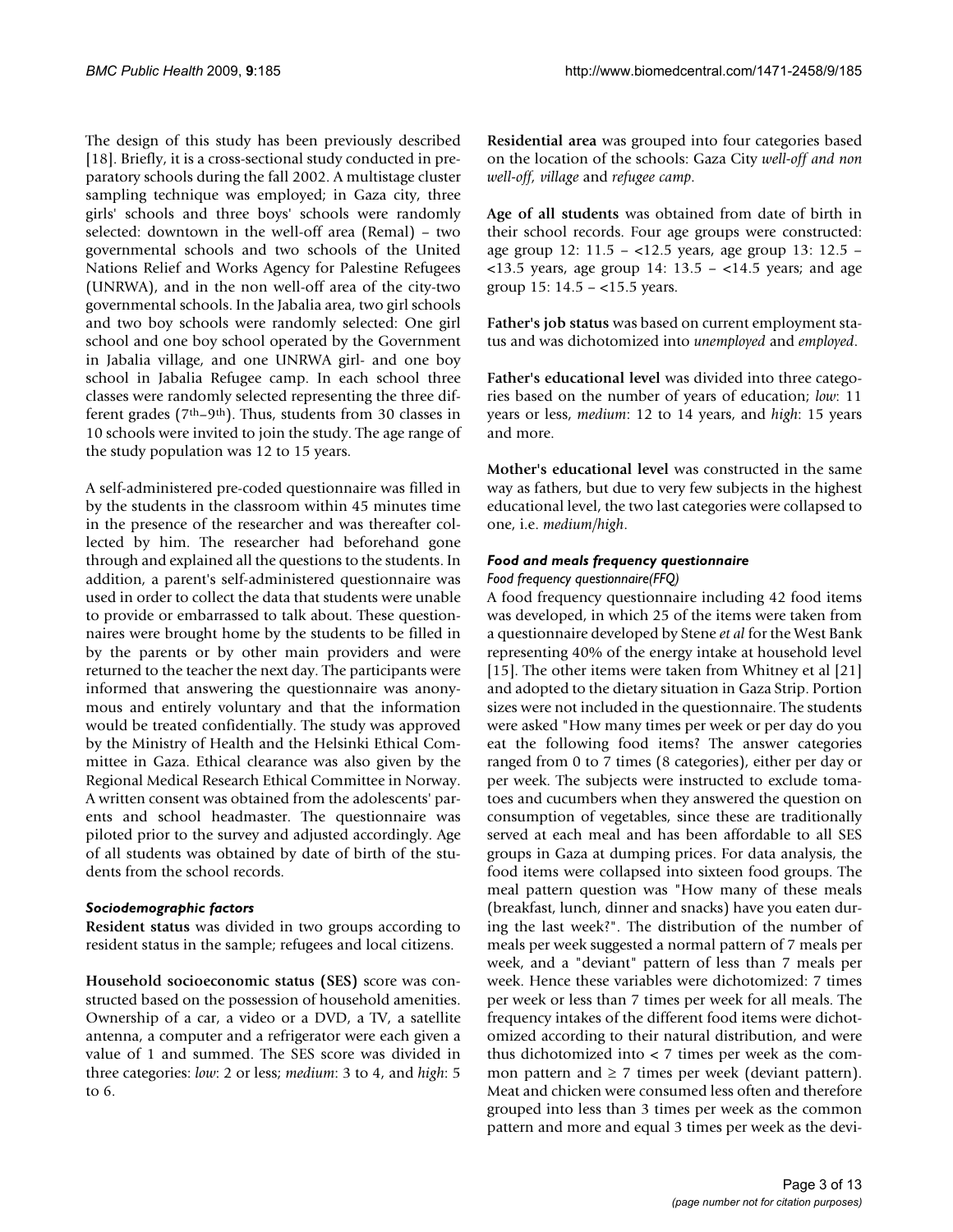The design of this study has been previously described [18]. Briefly, it is a cross-sectional study conducted in preparatory schools during the fall 2002. A multistage cluster sampling technique was employed; in Gaza city, three girls' schools and three boys' schools were randomly selected: downtown in the well-off area (Remal) – two governmental schools and two schools of the United Nations Relief and Works Agency for Palestine Refugees (UNRWA), and in the non well-off area of the city-two governmental schools. In the Jabalia area, two girl schools and two boy schools were randomly selected: One girl school and one boy school operated by the Government in Jabalia village, and one UNRWA girl- and one boy school in Jabalia Refugee camp. In each school three classes were randomly selected representing the three different grades (7th–9th). Thus, students from 30 classes in 10 schools were invited to join the study. The age range of the study population was 12 to 15 years.

A self-administered pre-coded questionnaire was filled in by the students in the classroom within 45 minutes time in the presence of the researcher and was thereafter collected by him. The researcher had beforehand gone through and explained all the questions to the students. In addition, a parent's self-administered questionnaire was used in order to collect the data that students were unable to provide or embarrassed to talk about. These questionnaires were brought home by the students to be filled in by the parents or by other main providers and were returned to the teacher the next day. The participants were informed that answering the questionnaire was anonymous and entirely voluntary and that the information would be treated confidentially. The study was approved by the Ministry of Health and the Helsinki Ethical Committee in Gaza. Ethical clearance was also given by the Regional Medical Research Ethical Committee in Norway. A written consent was obtained from the adolescents' parents and school headmaster. The questionnaire was piloted prior to the survey and adjusted accordingly. Age of all students was obtained by date of birth of the students from the school records.

### *Sociodemographic factors*

**Resident status** was divided in two groups according to resident status in the sample; refugees and local citizens.

**Household socioeconomic status (SES)** score was constructed based on the possession of household amenities. Ownership of a car, a video or a DVD, a TV, a satellite antenna, a computer and a refrigerator were each given a value of 1 and summed. The SES score was divided in three categories: *low*: 2 or less; *medium*: 3 to 4, and *high*: 5 to 6.

**Residential area** was grouped into four categories based on the location of the schools: Gaza City *well-off and non well-off*, *village* and *refugee camp*.

**Age of all students** was obtained from date of birth in their school records. Four age groups were constructed: age group 12: 11.5 – <12.5 years, age group 13: 12.5 – <13.5 years, age group 14: 13.5 – <14.5 years; and age group 15: 14.5 – <15.5 years.

**Father's job status** was based on current employment status and was dichotomized into *unemployed* and *employed*.

**Father's educational level** was divided into three categories based on the number of years of education; *low*: 11 years or less, *medium*: 12 to 14 years, and *high*: 15 years and more.

**Mother's educational level** was constructed in the same way as fathers, but due to very few subjects in the highest educational level, the two last categories were collapsed to one, i.e. *medium/high*.

### *Food and meals frequency questionnaire*

#### *Food frequency questionnaire(FFQ)*

A food frequency questionnaire including 42 food items was developed, in which 25 of the items were taken from a questionnaire developed by Stene *et al* for the West Bank representing 40% of the energy intake at household level [15]. The other items were taken from Whitney et al [21] and adopted to the dietary situation in Gaza Strip. Portion sizes were not included in the questionnaire. The students were asked "How many times per week or per day do you eat the following food items? The answer categories ranged from 0 to 7 times (8 categories), either per day or per week. The subjects were instructed to exclude tomatoes and cucumbers when they answered the question on consumption of vegetables, since these are traditionally served at each meal and has been affordable to all SES groups in Gaza at dumping prices. For data analysis, the food items were collapsed into sixteen food groups. The meal pattern question was "How many of these meals (breakfast, lunch, dinner and snacks) have you eaten during the last week?". The distribution of the number of meals per week suggested a normal pattern of 7 meals per week, and a "deviant" pattern of less than 7 meals per week. Hence these variables were dichotomized: 7 times per week or less than 7 times per week for all meals. The frequency intakes of the different food items were dichotomized according to their natural distribution, and were thus dichotomized into < 7 times per week as the common pattern and ≥ 7 times per week (deviant pattern). Meat and chicken were consumed less often and therefore grouped into less than 3 times per week as the common pattern and more and equal 3 times per week as the devi-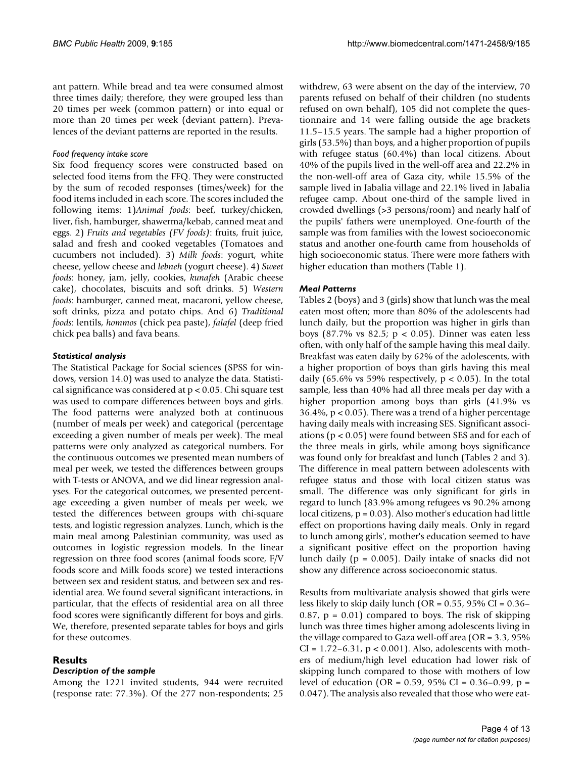ant pattern. While bread and tea were consumed almost three times daily; therefore, they were grouped less than 20 times per week (common pattern) or into equal or more than 20 times per week (deviant pattern). Prevalences of the deviant patterns are reported in the results.

#### *Food frequency intake score*

Six food frequency scores were constructed based on selected food items from the FFQ. They were constructed by the sum of recoded responses (times/week) for the food items included in each score. The scores included the following items: 1) *Animal foods*: beef, turkey/chicken, liver, fish, hamburger, shawerma/kebab, canned meat and eggs. 2) *Fruits and vegetables (FV foods)*: fruits, fruit juice, salad and fresh and cooked vegetables (Tomatoes and cucumbers not included). 3) *Milk foods*: yogurt, white cheese, yellow cheese and *lebneh* (yogurt cheese). 4) *Sweet foods*: honey, jam, jelly, cookies, *kunafeh* (Arabic cheese cake), chocolates, biscuits and soft drinks. 5) *Western foods*: hamburger, canned meat, macaroni, yellow cheese, soft drinks, pizza and potato chips. And 6) *Traditional foods*: lentils, *hommos* (chick pea paste), *falafel* (deep fried chick pea balls) and fava beans.

### *Statistical analysis*

The Statistical Package for Social sciences (SPSS for windows, version 14.0) was used to analyze the data. Statistical significance was considered at $p < 0.05$. Chi square test was used to compare differences between boys and girls. The food patterns were analyzed both at continuous (number of meals per week) and categorical (percentage exceeding a given number of meals per week). The meal patterns were only analyzed as categorical numbers. For the continuous outcomes we presented mean numbers of meal per week, we tested the differences between groups with T-tests or ANOVA, and we did linear regression analyses. For the categorical outcomes, we presented percentage exceeding a given number of meals per week, we tested the differences between groups with chi-square tests, and logistic regression analyzes. Lunch, which is the main meal among Palestinian community, was used as outcomes in logistic regression models. In the linear regression on three food scores (animal foods score, F/V foods score and Milk foods score) we tested interactions between sex and resident status, and between sex and residential area. We found several significant interactions, in particular, that the effects of residential area on all three food scores were significantly different for boys and girls. We, therefore, presented separate tables for boys and girls for these outcomes.

## Results

### *Description of the sample*

Among the 1221 invited students, 944 were recruited (response rate: 77.3%). Of the 277 non-respondents; 25 withdrew, 63 were absent on the day of the interview, 70 parents refused on behalf of their children (no students refused on own behalf), 105 did not complete the questionnaire and 14 were falling outside the age brackets 11.5–15.5 years. The sample had a higher proportion of girls (53.5%) than boys, and a higher proportion of pupils with refugee status (60.4%) than local citizens. About 40% of the pupils lived in the well-off area and 22.2% in the non-well-off area of Gaza city, while 15.5% of the sample lived in Jabalia village and 22.1% lived in Jabalia refugee camp. About one-third of the sample lived in crowded dwellings (>3 persons/room) and nearly half of the pupils' fathers were unemployed. One-fourth of the sample was from families with the lowest socioeconomic status and another one-fourth came from households of high socioeconomic status. There were more fathers with higher education than mothers (Table 1).

### *Meal Patterns*

Tables 2 (boys) and 3 (girls) show that lunch was the meal eaten most often; more than 80% of the adolescents had lunch daily, but the proportion was higher in girls than boys (87.7% vs 82.5; $p < 0.05$). Dinner was eaten less often, with only half of the sample having this meal daily. Breakfast was eaten daily by 62% of the adolescents, with a higher proportion of boys than girls having this meal daily (65.6% vs 59% respectively, $p < 0.05$). In the total sample, less than 40% had all three meals per day with a higher proportion among boys than girls (41.9% vs 36.4%, $p < 0.05$). There was a trend of a higher percentage having daily meals with increasing SES. Significant associations ($p < 0.05$) were found between SES and for each of the three meals in girls, while among boys significance was found only for breakfast and lunch (Tables 2 and 3). The difference in meal pattern between adolescents with refugee status and those with local citizen status was small. The difference was only significant for girls in regard to lunch (83.9% among refugees vs 90.2% among local citizens, $p = 0.03$). Also mother's education had little effect on proportions having daily meals. Only in regard to lunch among girls', mother's education seemed to have a significant positive effect on the proportion having lunch daily ($p = 0.005$). Daily intake of snacks did not show any difference across socioeconomic status.

Results from multivariate analysis showed that girls were less likely to skip daily lunch (OR = 0.55, 95% CI = 0.36–0.87, $p = 0.01$) compared to boys. The risk of skipping lunch was three times higher among adolescents living in the village compared to Gaza well-off area (OR = 3.3, 95% CI = 1.72–6.31, $p < 0.001$). Also, adolescents with mothers of medium/high level education had lower risk of skipping lunch compared to those with mothers of low level of education (OR = 0.59, 95% CI = 0.36–0.99, $p = 0.047$). The analysis also revealed that those who were eat-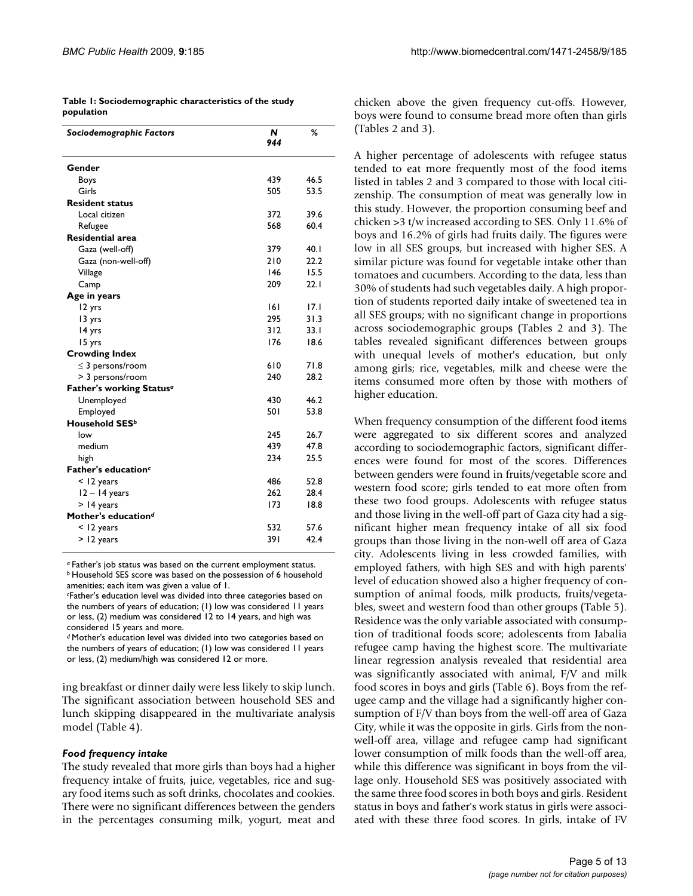**Table 1: Sociodemographic characteristics of the study population**

| Sociodemographic Factors | N 944 | % |
|---|---|---|
| **Gender** | | |
| Boys | 439 | 46.5 |
| Girls | 505 | 53.5 |
| **Resident status** | | |
| Local citizen | 372 | 39.6 |
| Refugee | 568 | 60.4 |
| **Residential area** | | |
| Gaza (well-off) | 379 | 40.1 |
| Gaza (non-well-off) | 210 | 22.2 |
| Village | 146 | 15.5 |
| Camp | 209 | 22.1 |
| **Age in years** | | |
| 12 yrs | 161 | 17.1 |
| 13 yrs | 295 | 31.3 |
| 14 yrs | 312 | 33.1 |
| 15 yrs | 176 | 18.6 |
| **Crowding Index** | | |
| ≤ 3 persons/room | 610 | 71.8 |
| > 3 persons/room | 240 | 28.2 |
| **Father's working Status[a]** | | |
| Unemployed | 430 | 46.2 |
| Employed | 501 | 53.8 |
| **Household SES[b]** | | |
| low | 245 | 26.7 |
| medium | 439 | 47.8 |
| high | 234 | 25.5 |
| **Father's education[c]** | | |
| < 12 years | 486 | 52.8 |
| 12 – 14 years | 262 | 28.4 |
| > 14 years | 173 | 18.8 |
| **Mother's education[d]** | | |
| < 12 years | 532 | 57.6 |
| > 12 years | 391 | 42.4 |

[a] Father's job status was based on the current employment status.
[b] Household SES score was based on the possession of 6 household amenities; each item was given a value of 1.
[c] Father's education level was divided into three categories based on the numbers of years of education; (1) low was considered 11 years or less, (2) medium was considered 12 to 14 years, and high was considered 15 years and more.
[d] Mother's education level was divided into two categories based on the numbers of years of education; (1) low was considered 11 years or less, (2) medium/high was considered 12 or more.

ing breakfast or dinner daily were less likely to skip lunch. The significant association between household SES and lunch skipping disappeared in the multivariate analysis model (Table 4).

### *Food frequency intake*

The study revealed that more girls than boys had a higher frequency intake of fruits, juice, vegetables, rice and sugary food items such as soft drinks, chocolates and cookies. There were no significant differences between the genders in the percentages consuming milk, yogurt, meat and chicken above the given frequency cut-offs. However, boys were found to consume bread more often than girls (Tables 2 and 3).

A higher percentage of adolescents with refugee status tended to eat more frequently most of the food items listed in tables 2 and 3 compared to those with local citizenship. The consumption of meat was generally low in this study. However, the proportion consuming beef and chicken >3 t/w increased according to SES. Only 11.6% of boys and 16.2% of girls had fruits daily. The figures were low in all SES groups, but increased with higher SES. A similar picture was found for vegetable intake other than tomatoes and cucumbers. According to the data, less than 30% of students had such vegetables daily. A high proportion of students reported daily intake of sweetened tea in all SES groups; with no significant change in proportions across sociodemographic groups (Tables 2 and 3). The tables revealed significant differences between groups with unequal levels of mother's education, but only among girls; rice, vegetables, milk and cheese were the items consumed more often by those with mothers of higher education.

When frequency consumption of the different food items were aggregated to six different scores and analyzed according to sociodemographic factors, significant differences were found for most of the scores. Differences between genders were found in fruits/vegetable score and western food score; girls tended to eat more often from these two food groups. Adolescents with refugee status and those living in the well-off part of Gaza city had a significant higher mean frequency intake of all six food groups than those living in the non-well off area of Gaza city. Adolescents living in less crowded families, with employed fathers, with high SES and with high parents' level of education showed also a higher frequency of consumption of animal foods, milk products, fruits/vegetables, sweet and western food than other groups (Table 5). Residence was the only variable associated with consumption of traditional foods score; adolescents from Jabalia refugee camp having the highest score. The multivariate linear regression analysis revealed that residential area was significantly associated with animal, F/V and milk food scores in boys and girls (Table 6). Boys from the refugee camp and the village had a significantly higher consumption of F/V than boys from the well-off area of Gaza City, while it was the opposite in girls. Girls from the non-well-off area, village and refugee camp had significant lower consumption of milk foods than the well-off area, while this difference was significant in boys from the village only. Household SES was positively associated with the same three food scores in both boys and girls. Resident status in boys and father's work status in girls were associated with these three food scores. In girls, intake of FV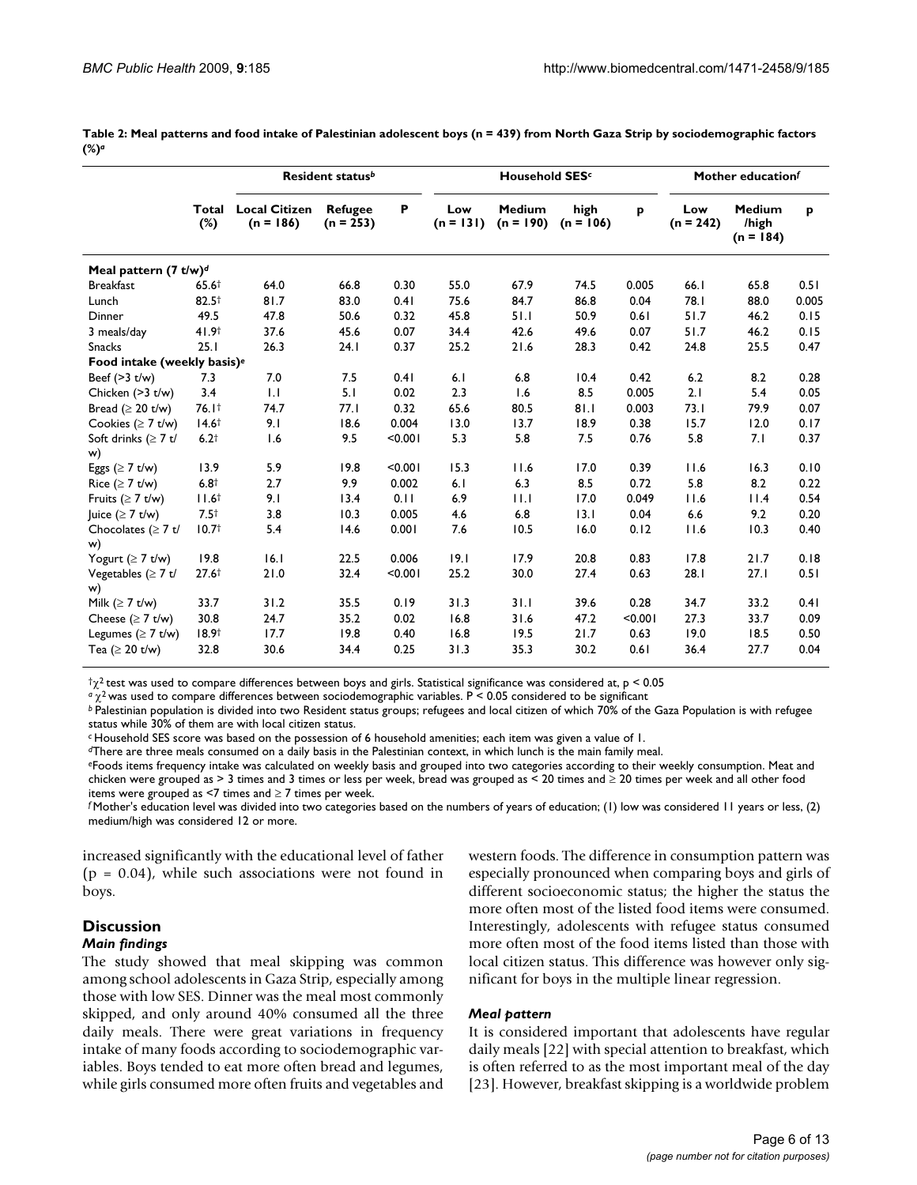**Table 2: Meal patterns and food intake of Palestinian adolescent boys (n = 439) from North Gaza Strip by sociodemographic factors (%)[a]**

| | Total (%) | Resident status[b] | | | Household SES[c] | | | | Mother education[f] | | |
|---|---|---|---|---|---|---|---|---|---|---|---|
| | | Local Citizen (n = 186) | Refugee (n = 253) | P | Low (n = 131) | Medium (n = 190) | high (n = 106) | p | Low (n = 242) | Medium /high (n = 184) | p |
| **Meal pattern (7 t/w)[d]** | | | | | | | | | | | |
| Breakfast | 65.6† | 64.0 | 66.8 | 0.30 | 55.0 | 67.9 | 74.5 | 0.005 | 66.1 | 65.8 | 0.51 |
| Lunch | 82.5† | 81.7 | 83.0 | 0.41 | 75.6 | 84.7 | 86.8 | 0.04 | 78.1 | 88.0 | 0.005 |
| Dinner | 49.5 | 47.8 | 50.6 | 0.32 | 45.8 | 51.1 | 50.9 | 0.61 | 51.7 | 46.2 | 0.15 |
| 3 meals/day | 41.9† | 37.6 | 45.6 | 0.07 | 34.4 | 42.6 | 49.6 | 0.07 | 51.7 | 46.2 | 0.15 |
| Snacks | 25.1 | 26.3 | 24.1 | 0.37 | 25.2 | 21.6 | 28.3 | 0.42 | 24.8 | 25.5 | 0.47 |
| **Food intake (weekly basis)[e]** | | | | | | | | | | | |
| Beef (>3 t/w) | 7.3 | 7.0 | 7.5 | 0.41 | 6.1 | 6.8 | 10.4 | 0.42 | 6.2 | 8.2 | 0.28 |
| Chicken (>3 t/w) | 3.4 | 1.1 | 5.1 | 0.02 | 2.3 | 1.6 | 8.5 | 0.005 | 2.1 | 5.4 | 0.05 |
| Bread (≥ 20 t/w) | 76.1† | 74.7 | 77.1 | 0.32 | 65.6 | 80.5 | 81.1 | 0.003 | 73.1 | 79.9 | 0.07 |
| Cookies (≥ 7 t/w) | 14.6† | 9.1 | 18.6 | 0.004 | 13.0 | 13.7 | 18.9 | 0.38 | 15.7 | 12.0 | 0.17 |
| Soft drinks (≥ 7 t/w) | 6.2† | 1.6 | 9.5 | <0.001 | 5.3 | 5.8 | 7.5 | 0.76 | 5.8 | 7.1 | 0.37 |
| Eggs (≥ 7 t/w) | 13.9 | 5.9 | 19.8 | <0.001 | 15.3 | 11.6 | 17.0 | 0.39 | 11.6 | 16.3 | 0.10 |
| Rice (≥ 7 t/w) | 6.8† | 2.7 | 9.9 | 0.002 | 6.1 | 6.3 | 8.5 | 0.72 | 5.8 | 8.2 | 0.22 |
| Fruits (≥ 7 t/w) | 11.6† | 9.1 | 13.4 | 0.11 | 6.9 | 11.1 | 17.0 | 0.049 | 11.6 | 11.4 | 0.54 |
| Juice (≥ 7 t/w) | 7.5† | 3.8 | 10.3 | 0.005 | 4.6 | 6.8 | 13.1 | 0.04 | 6.6 | 9.2 | 0.20 |
| Chocolates (≥ 7 t/w) | 10.7† | 5.4 | 14.6 | 0.001 | 7.6 | 10.5 | 16.0 | 0.12 | 11.6 | 10.3 | 0.40 |
| Yogurt (≥ 7 t/w) | 19.8 | 16.1 | 22.5 | 0.006 | 19.1 | 17.9 | 20.8 | 0.83 | 17.8 | 21.7 | 0.18 |
| Vegetables (≥ 7 t/w) | 27.6† | 21.0 | 32.4 | <0.001 | 25.2 | 30.0 | 27.4 | 0.63 | 28.1 | 27.1 | 0.51 |
| Milk (≥ 7 t/w) | 33.7 | 31.2 | 35.5 | 0.19 | 31.3 | 31.1 | 39.6 | 0.28 | 34.7 | 33.2 | 0.41 |
| Cheese (≥ 7 t/w) | 30.8 | 24.7 | 35.2 | 0.02 | 16.8 | 31.6 | 47.2 | <0.001 | 27.3 | 33.7 | 0.09 |
| Legumes (≥ 7 t/w) | 18.9† | 17.7 | 19.8 | 0.40 | 16.8 | 19.5 | 21.7 | 0.63 | 19.0 | 18.5 | 0.50 |
| Tea (≥ 20 t/w) | 32.8 | 30.6 | 34.4 | 0.25 | 31.3 | 35.3 | 30.2 | 0.61 | 36.4 | 27.7 | 0.04 |

†$\chi^2$ test was used to compare differences between boys and girls. Statistical significance was considered at, $p < 0.05$

[a] $\chi^2$ was used to compare differences between sociodemographic variables. $P < 0.05$ considered to be significant

[b] Palestinian population is divided into two Resident status groups; refugees and local citizen of which 70% of the Gaza Population is with refugee status while 30% of them are with local citizen status.

[c] Household SES score was based on the possession of 6 household amenities; each item was given a value of 1.

[d] There are three meals consumed on a daily basis in the Palestinian context, in which lunch is the main family meal.

[e] Foods items frequency intake was calculated on weekly basis and grouped into two categories according to their weekly consumption. Meat and chicken were grouped as > 3 times and 3 times or less per week, bread was grouped as < 20 times and ≥ 20 times per week and all other food items were grouped as <7 times and ≥ 7 times per week.

[f] Mother's education level was divided into two categories based on the numbers of years of education; (1) low was considered 11 years or less, (2) medium/high was considered 12 or more.

increased significantly with the educational level of father ($p = 0.04$), while such associations were not found in boys.

## Discussion

### *Main findings*

The study showed that meal skipping was common among school adolescents in Gaza Strip, especially among those with low SES. Dinner was the meal most commonly skipped, and only around 40% consumed all the three daily meals. There were great variations in frequency intake of many foods according to sociodemographic variables. Boys tended to eat more often bread and legumes, while girls consumed more often fruits and vegetables and western foods. The difference in consumption pattern was especially pronounced when comparing boys and girls of different socioeconomic status; the higher the status the more often most of the listed food items were consumed. Interestingly, adolescents with refugee status consumed more often most of the food items listed than those with local citizen status. This difference was however only significant for boys in the multiple linear regression.

### *Meal pattern*

It is considered important that adolescents have regular daily meals [22] with special attention to breakfast, which is often referred to as the most important meal of the day [23]. However, breakfast skipping is a worldwide problem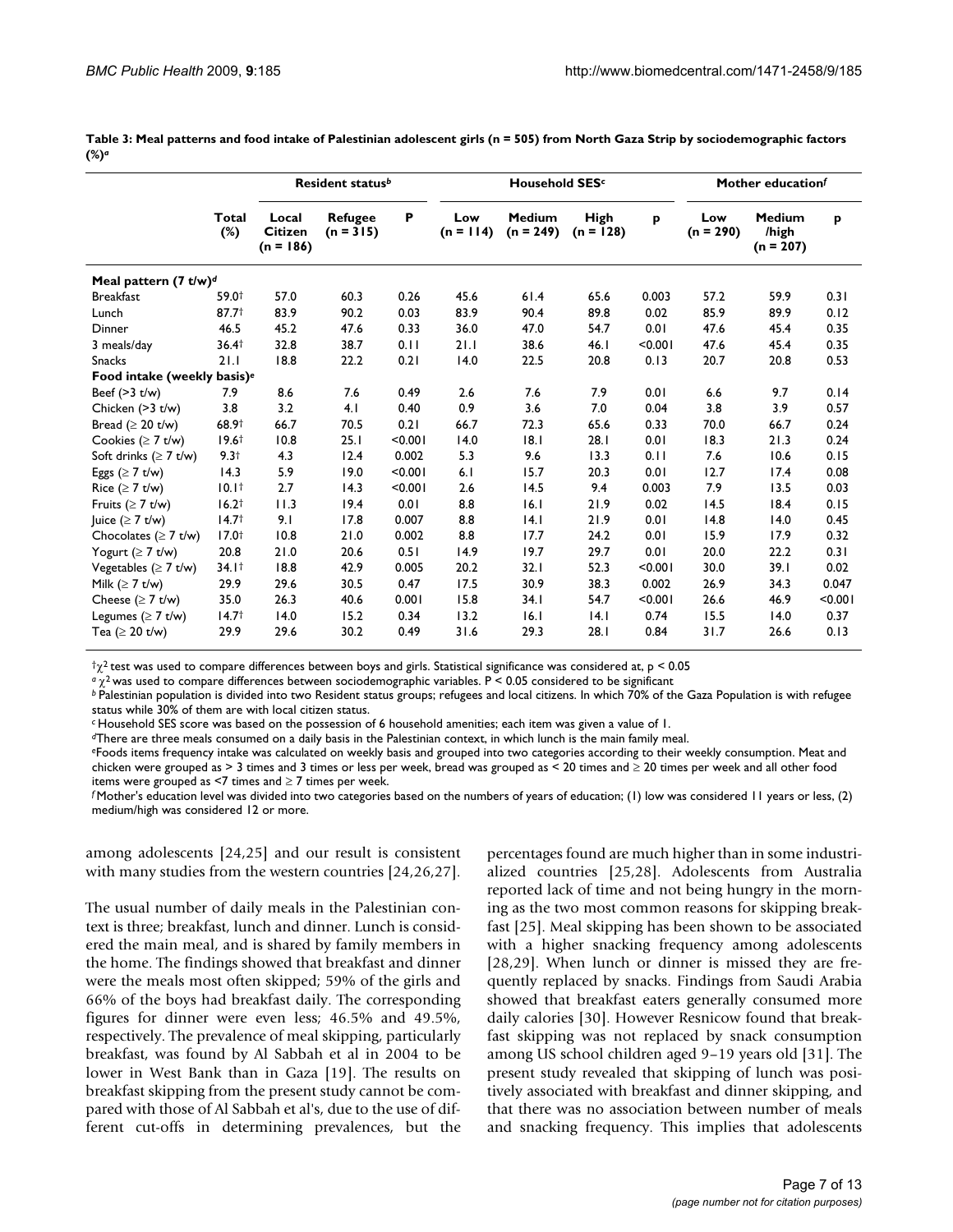**Table 3: Meal patterns and food intake of Palestinian adolescent girls (n = 505) from North Gaza Strip by sociodemographic factors (%)[a]**

| | Total (%) | Resident status[b] | | | Household SES[c] | | | | Mother education[f] | | |
|---|---|---|---|---|---|---|---|---|---|---|---|
| | | Local Citizen (n = 186) | Refugee (n = 315) | P | Low (n = 114) | Medium (n = 249) | High (n = 128) | p | Low (n = 290) | Medium /high (n = 207) | p |
| **Meal pattern (7 t/w)[d]** | | | | | | | | | | | |
| Breakfast | 59.0† | 57.0 | 60.3 | 0.26 | 45.6 | 61.4 | 65.6 | 0.003 | 57.2 | 59.9 | 0.31 |
| Lunch | 87.7† | 83.9 | 90.2 | 0.03 | 83.9 | 90.4 | 89.8 | 0.02 | 85.9 | 89.9 | 0.12 |
| Dinner | 46.5 | 45.2 | 47.6 | 0.33 | 36.0 | 47.0 | 54.7 | 0.01 | 47.6 | 45.4 | 0.35 |
| 3 meals/day | 36.4† | 32.8 | 38.7 | 0.11 | 21.1 | 38.6 | 46.1 | <0.001 | 47.6 | 45.4 | 0.35 |
| Snacks | 21.1 | 18.8 | 22.2 | 0.21 | 14.0 | 22.5 | 20.8 | 0.13 | 20.7 | 20.8 | 0.53 |
| **Food intake (weekly basis)[e]** | | | | | | | | | | | |
| Beef (>3 t/w) | 7.9 | 8.6 | 7.6 | 0.49 | 2.6 | 7.6 | 7.9 | 0.01 | 6.6 | 9.7 | 0.14 |
| Chicken (>3 t/w) | 3.8 | 3.2 | 4.1 | 0.40 | 0.9 | 3.6 | 7.0 | 0.04 | 3.8 | 3.9 | 0.57 |
| Bread (≥ 20 t/w) | 68.9† | 66.7 | 70.5 | 0.21 | 66.7 | 72.3 | 65.6 | 0.33 | 70.0 | 66.7 | 0.24 |
| Cookies (≥ 7 t/w) | 19.6† | 10.8 | 25.1 | <0.001 | 14.0 | 18.1 | 28.1 | 0.01 | 18.3 | 21.3 | 0.24 |
| Soft drinks (≥ 7 t/w) | 9.3† | 4.3 | 12.4 | 0.002 | 5.3 | 9.6 | 13.3 | 0.11 | 7.6 | 10.6 | 0.15 |
| Eggs (≥ 7 t/w) | 14.3 | 5.9 | 19.0 | <0.001 | 6.1 | 15.7 | 20.3 | 0.01 | 12.7 | 17.4 | 0.08 |
| Rice (≥ 7 t/w) | 10.1† | 2.7 | 14.3 | <0.001 | 2.6 | 14.5 | 9.4 | 0.003 | 7.9 | 13.5 | 0.03 |
| Fruits (≥ 7 t/w) | 16.2† | 11.3 | 19.4 | 0.01 | 8.8 | 16.1 | 21.9 | 0.02 | 14.5 | 18.4 | 0.15 |
| Juice (≥ 7 t/w) | 14.7† | 9.1 | 17.8 | 0.007 | 8.8 | 14.1 | 21.9 | 0.01 | 14.8 | 14.0 | 0.45 |
| Chocolates (≥ 7 t/w) | 17.0† | 10.8 | 21.0 | 0.002 | 8.8 | 17.7 | 24.2 | 0.01 | 15.9 | 17.9 | 0.32 |
| Yogurt (≥ 7 t/w) | 20.8 | 21.0 | 20.6 | 0.51 | 14.9 | 19.7 | 29.7 | 0.01 | 20.0 | 22.2 | 0.31 |
| Vegetables (≥ 7 t/w) | 34.1† | 18.8 | 42.9 | 0.005 | 20.2 | 32.1 | 52.3 | <0.001 | 30.0 | 39.1 | 0.02 |
| Milk (≥ 7 t/w) | 29.9 | 29.6 | 30.5 | 0.47 | 17.5 | 30.9 | 38.3 | 0.002 | 26.9 | 34.3 | 0.047 |
| Cheese (≥ 7 t/w) | 35.0 | 26.3 | 40.6 | 0.001 | 15.8 | 34.1 | 54.7 | <0.001 | 26.6 | 46.9 | <0.001 |
| Legumes (≥ 7 t/w) | 14.7† | 14.0 | 15.2 | 0.34 | 13.2 | 16.1 | 14.1 | 0.74 | 15.5 | 14.0 | 0.37 |
| Tea (≥ 20 t/w) | 29.9 | 29.6 | 30.2 | 0.49 | 31.6 | 29.3 | 28.1 | 0.84 | 31.7 | 26.6 | 0.13 |

†$\chi^2$ test was used to compare differences between boys and girls. Statistical significance was considered at, $p < 0.05$

[a] $\chi^2$ was used to compare differences between sociodemographic variables. $P < 0.05$ considered to be significant

[b] Palestinian population is divided into two Resident status groups; refugees and local citizens. In which 70% of the Gaza Population is with refugee status while 30% of them are with local citizen status.

[c] Household SES score was based on the possession of 6 household amenities; each item was given a value of 1.

[d] There are three meals consumed on a daily basis in the Palestinian context, in which lunch is the main family meal.

[e] Foods items frequency intake was calculated on weekly basis and grouped into two categories according to their weekly consumption. Meat and chicken were grouped as > 3 times and 3 times or less per week, bread was grouped as < 20 times and ≥ 20 times per week and all other food items were grouped as <7 times and ≥ 7 times per week.

[f] Mother's education level was divided into two categories based on the numbers of years of education; (1) low was considered 11 years or less, (2) medium/high was considered 12 or more.

among adolescents [24,25] and our result is consistent with many studies from the western countries [24,26,27].

The usual number of daily meals in the Palestinian context is three; breakfast, lunch and dinner. Lunch is considered the main meal, and is shared by family members in the home. The findings showed that breakfast and dinner were the meals most often skipped; 59% of the girls and 66% of the boys had breakfast daily. The corresponding figures for dinner were even less; 46.5% and 49.5%, respectively. The prevalence of meal skipping, particularly breakfast, was found by Al Sabbah et al in 2004 to be lower in West Bank than in Gaza [19]. The results on breakfast skipping from the present study cannot be compared with those of Al Sabbah et al's, due to the use of different cut-offs in determining prevalences, but the percentages found are much higher than in some industrialized countries [25,28]. Adolescents from Australia reported lack of time and not being hungry in the morning as the two most common reasons for skipping breakfast [25]. Meal skipping has been shown to be associated with a higher snacking frequency among adolescents [28,29]. When lunch or dinner is missed they are frequently replaced by snacks. Findings from Saudi Arabia showed that breakfast eaters generally consumed more daily calories [30]. However Resnicow found that breakfast skipping was not replaced by snack consumption among US school children aged 9–19 years old [31]. The present study revealed that skipping of lunch was positively associated with breakfast and dinner skipping, and that there was no association between number of meals and snacking frequency. This implies that adolescents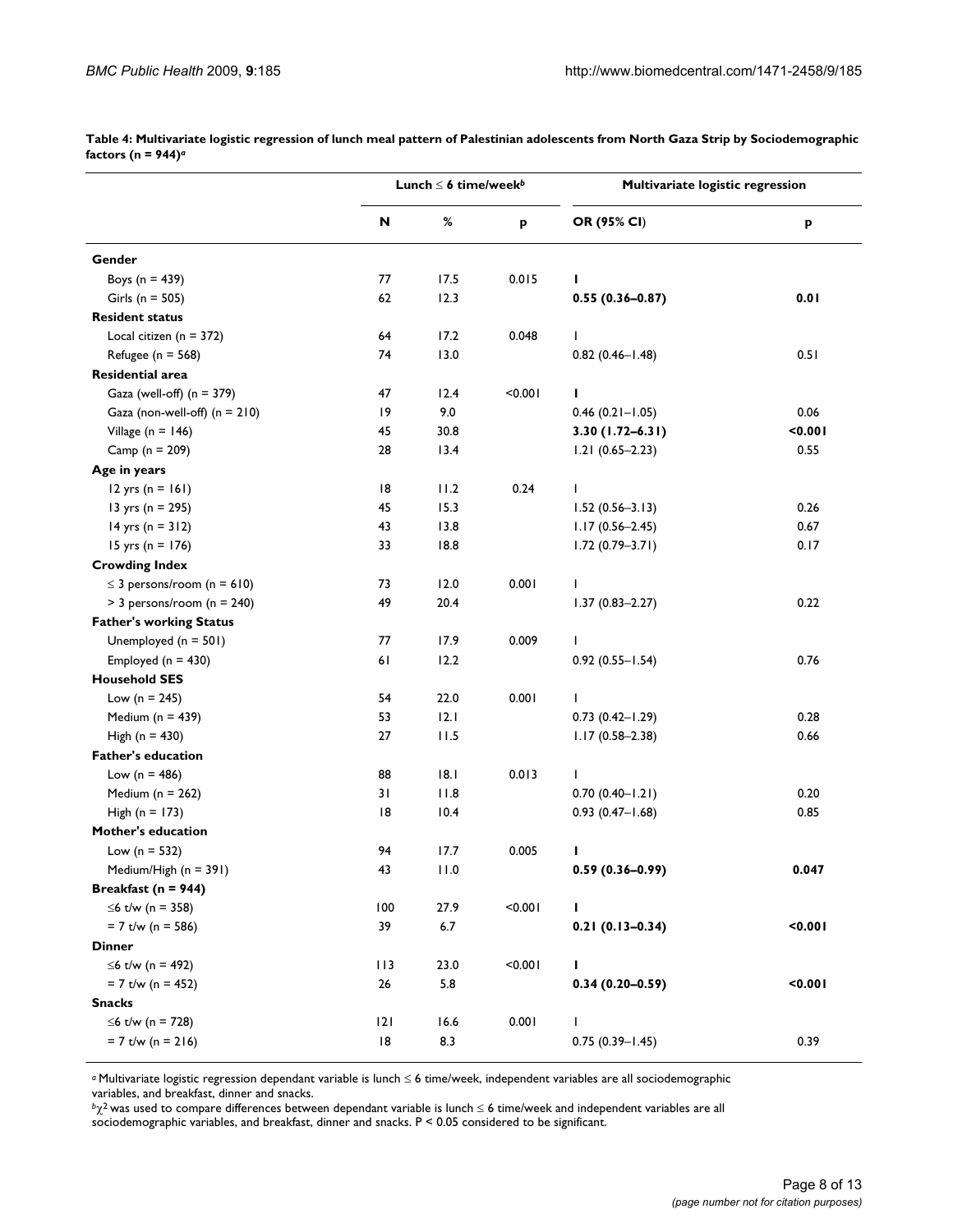**Table 4: Multivariate logistic regression of lunch meal pattern of Palestinian adolescents from North Gaza Strip by Sociodemographic factors (n = 944)[a]**

| | Lunch ≤ 6 time/week[b] | | | Multivariate logistic regression | |
|---|---|---|---|---|---|
| | N | % | p | OR (95% CI) | p |
| **Gender** | | | | | |
| Boys (n = 439) | 77 | 17.5 | 0.015 | **1** | |
| Girls (n = 505) | 62 | 12.3 | | **0.55 (0.36–0.87)** | **0.01** |
| **Resident status** | | | | | |
| Local citizen (n = 372) | 64 | 17.2 | 0.048 | 1 | |
| Refugee (n = 568) | 74 | 13.0 | | 0.82 (0.46–1.48) | 0.51 |
| **Residential area** | | | | | |
| Gaza (well-off) (n = 379) | 47 | 12.4 | <0.001 | **1** | |
| Gaza (non-well-off) (n = 210) | 19 | 9.0 | | 0.46 (0.21–1.05) | 0.06 |
| Village (n = 146) | 45 | 30.8 | | **3.30 (1.72–6.31)** | **<0.001** |
| Camp (n = 209) | 28 | 13.4 | | 1.21 (0.65–2.23) | 0.55 |
| **Age in years** | | | | | |
| 12 yrs (n = 161) | 18 | 11.2 | 0.24 | 1 | |
| 13 yrs (n = 295) | 45 | 15.3 | | 1.52 (0.56–3.13) | 0.26 |
| 14 yrs (n = 312) | 43 | 13.8 | | 1.17 (0.56–2.45) | 0.67 |
| 15 yrs (n = 176) | 33 | 18.8 | | 1.72 (0.79–3.71) | 0.17 |
| **Crowding Index** | | | | | |
| ≤ 3 persons/room (n = 610) | 73 | 12.0 | 0.001 | 1 | |
| > 3 persons/room (n = 240) | 49 | 20.4 | | 1.37 (0.83–2.27) | 0.22 |
| **Father's working Status** | | | | | |
| Unemployed (n = 501) | 77 | 17.9 | 0.009 | 1 | |
| Employed (n = 430) | 61 | 12.2 | | 0.92 (0.55–1.54) | 0.76 |
| **Household SES** | | | | | |
| Low (n = 245) | 54 | 22.0 | 0.001 | 1 | |
| Medium (n = 439) | 53 | 12.1 | | 0.73 (0.42–1.29) | 0.28 |
| High (n = 430) | 27 | 11.5 | | 1.17 (0.58–2.38) | 0.66 |
| **Father's education** | | | | | |
| Low (n = 486) | 88 | 18.1 | 0.013 | 1 | |
| Medium (n = 262) | 31 | 11.8 | | 0.70 (0.40–1.21) | 0.20 |
| High (n = 173) | 18 | 10.4 | | 0.93 (0.47–1.68) | 0.85 |
| **Mother's education** | | | | | |
| Low (n = 532) | 94 | 17.7 | 0.005 | **1** | |
| Medium/High (n = 391) | 43 | 11.0 | | **0.59 (0.36–0.99)** | **0.047** |
| **Breakfast (n = 944)** | | | | | |
| ≤6 t/w (n = 358) | 100 | 27.9 | <0.001 | **1** | |
| = 7 t/w (n = 586) | 39 | 6.7 | | **0.21 (0.13–0.34)** | **<0.001** |
| **Dinner** | | | | | |
| ≤6 t/w (n = 492) | 113 | 23.0 | <0.001 | **1** | |
| = 7 t/w (n = 452) | 26 | 5.8 | | **0.34 (0.20–0.59)** | **<0.001** |
| **Snacks** | | | | | |
| ≤6 t/w (n = 728) | 121 | 16.6 | 0.001 | 1 | |
| = 7 t/w (n = 216) | 18 | 8.3 | | 0.75 (0.39–1.45) | 0.39 |

[a] Multivariate logistic regression dependant variable is lunch ≤ 6 time/week, independent variables are all sociodemographic variables, and breakfast, dinner and snacks.

[b] $\chi^2$ was used to compare differences between dependant variable is lunch ≤ 6 time/week and independent variables are all sociodemographic variables, and breakfast, dinner and snacks. $P < 0.05$ considered to be significant.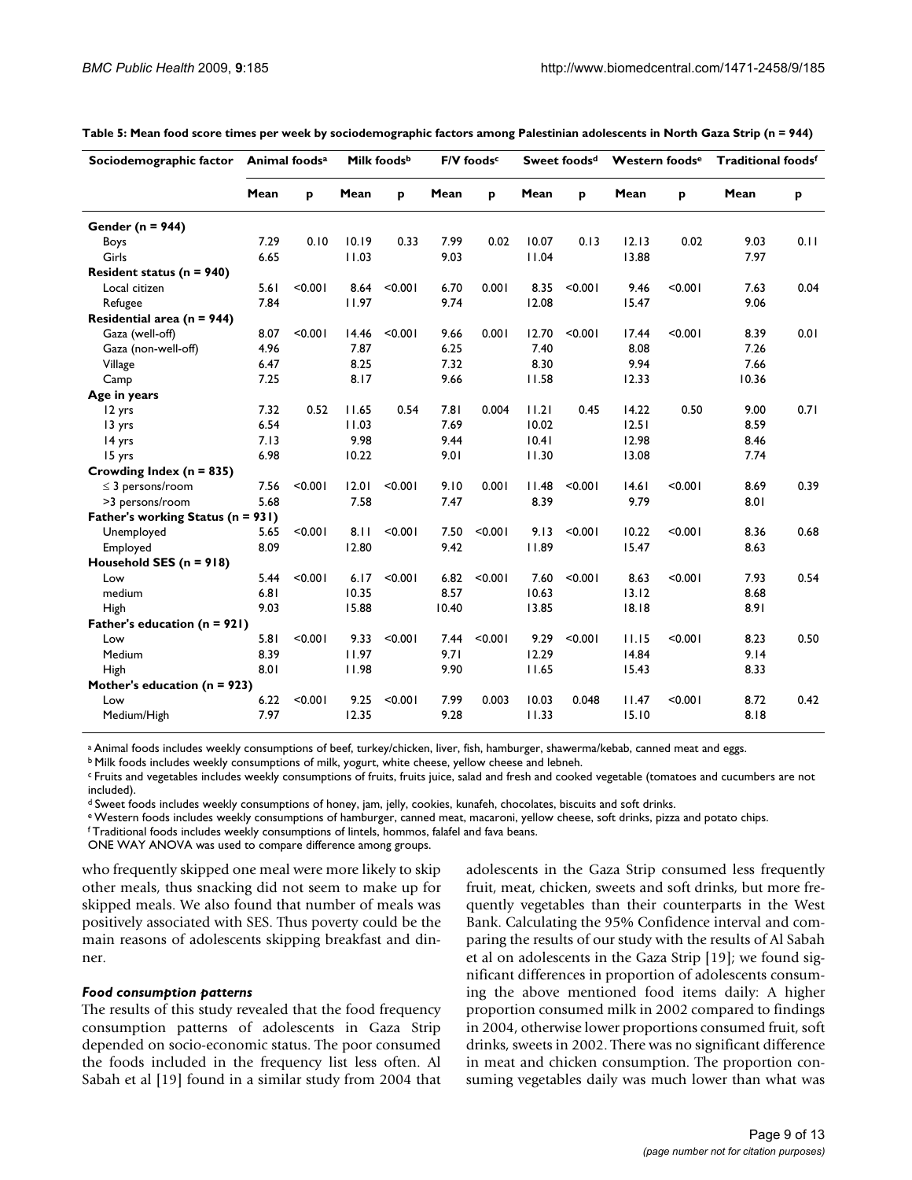**Table 5: Mean food score times per week by sociodemographic factors among Palestinian adolescents in North Gaza Strip (n = 944)**

| Sociodemographic factor | Animal foods[a] | | Milk foods[b] | | F/V foods[c] | | Sweet foods[d] | | Western foods[e] | | Traditional foods[f] | |
|---|---|---|---|---|---|---|---|---|---|---|---|---|
| | Mean | p | Mean | p | Mean | p | Mean | p | Mean | p | Mean | p |
| **Gender (n = 944)** | | | | | | | | | | | | |
| Boys | 7.29 | 0.10 | 10.19 | 0.33 | 7.99 | 0.02 | 10.07 | 0.13 | 12.13 | 0.02 | 9.03 | 0.11 |
| Girls | 6.65 | | 11.03 | | 9.03 | | 11.04 | | 13.88 | | 7.97 | |
| **Resident status (n = 940)** | | | | | | | | | | | | |
| Local citizen | 5.61 | <0.001 | 8.64 | <0.001 | 6.70 | 0.001 | 8.35 | <0.001 | 9.46 | <0.001 | 7.63 | 0.04 |
| Refugee | 7.84 | | 11.97 | | 9.74 | | 12.08 | | 15.47 | | 9.06 | |
| **Residential area (n = 944)** | | | | | | | | | | | | |
| Gaza (well-off) | 8.07 | <0.001 | 14.46 | <0.001 | 9.66 | 0.001 | 12.70 | <0.001 | 17.44 | <0.001 | 8.39 | 0.01 |
| Gaza (non-well-off) | 4.96 | | 7.87 | | 6.25 | | 7.40 | | 8.08 | | 7.26 | |
| Village | 6.47 | | 8.25 | | 7.32 | | 8.30 | | 9.94 | | 7.66 | |
| Camp | 7.25 | | 8.17 | | 9.66 | | 11.58 | | 12.33 | | 10.36 | |
| **Age in years** | | | | | | | | | | | | |
| 12 yrs | 7.32 | 0.52 | 11.65 | 0.54 | 7.81 | 0.004 | 11.21 | 0.45 | 14.22 | 0.50 | 9.00 | 0.71 |
| 13 yrs | 6.54 | | 11.03 | | 7.69 | | 10.02 | | 12.51 | | 8.59 | |
| 14 yrs | 7.13 | | 9.98 | | 9.44 | | 10.41 | | 12.98 | | 8.46 | |
| 15 yrs | 6.98 | | 10.22 | | 9.01 | | 11.30 | | 13.08 | | 7.74 | |
| **Crowding Index (n = 835)** | | | | | | | | | | | | |
| ≤ 3 persons/room | 7.56 | <0.001 | 12.01 | <0.001 | 9.10 | 0.001 | 11.48 | <0.001 | 14.61 | <0.001 | 8.69 | 0.39 |
| >3 persons/room | 5.68 | | 7.58 | | 7.47 | | 8.39 | | 9.79 | | 8.01 | |
| **Father's working Status (n = 931)** | | | | | | | | | | | | |
| Unemployed | 5.65 | <0.001 | 8.11 | <0.001 | 7.50 | <0.001 | 9.13 | <0.001 | 10.22 | <0.001 | 8.36 | 0.68 |
| Employed | 8.09 | | 12.80 | | 9.42 | | 11.89 | | 15.47 | | 8.63 | |
| **Household SES (n = 918)** | | | | | | | | | | | | |
| Low | 5.44 | <0.001 | 6.17 | <0.001 | 6.82 | <0.001 | 7.60 | <0.001 | 8.63 | <0.001 | 7.93 | 0.54 |
| medium | 6.81 | | 10.35 | | 8.57 | | 10.63 | | 13.12 | | 8.68 | |
| High | 9.03 | | 15.88 | | 10.40 | | 13.85 | | 18.18 | | 8.91 | |
| **Father's education (n = 921)** | | | | | | | | | | | | |
| Low | 5.81 | <0.001 | 9.33 | <0.001 | 7.44 | <0.001 | 9.29 | <0.001 | 11.15 | <0.001 | 8.23 | 0.50 |
| Medium | 8.39 | | 11.97 | | 9.71 | | 12.29 | | 14.84 | | 9.14 | |
| High | 8.01 | | 11.98 | | 9.90 | | 11.65 | | 15.43 | | 8.33 | |
| **Mother's education (n = 923)** | | | | | | | | | | | | |
| Low | 6.22 | <0.001 | 9.25 | <0.001 | 7.99 | 0.003 | 10.03 | 0.048 | 11.47 | <0.001 | 8.72 | 0.42 |
| Medium/High | 7.97 | | 12.35 | | 9.28 | | 11.33 | | 15.10 | | 8.18 | |

[a] Animal foods includes weekly consumptions of beef, turkey/chicken, liver, fish, hamburger, shawerma/kebab, canned meat and eggs.

[b] Milk foods includes weekly consumptions of milk, yogurt, white cheese, yellow cheese and lebneh.

[c] Fruits and vegetables includes weekly consumptions of fruits, fruits juice, salad and fresh and cooked vegetable (tomatoes and cucumbers are not included).

[d] Sweet foods includes weekly consumptions of honey, jam, jelly, cookies, kunafeh, chocolates, biscuits and soft drinks.

[e] Western foods includes weekly consumptions of hamburger, canned meat, macaroni, yellow cheese, soft drinks, pizza and potato chips.

[f] Traditional foods includes weekly consumptions of lintels, hommos, falafel and fava beans.

ONE WAY ANOVA was used to compare difference among groups.

who frequently skipped one meal were more likely to skip other meals, thus snacking did not seem to make up for skipped meals. We also found that number of meals was positively associated with SES. Thus poverty could be the main reasons of adolescents skipping breakfast and dinner.

### *Food consumption patterns*

The results of this study revealed that the food frequency consumption patterns of adolescents in Gaza Strip depended on socio-economic status. The poor consumed the foods included in the frequency list less often. Al Sabah et al [19] found in a similar study from 2004 that adolescents in the Gaza Strip consumed less frequently fruit, meat, chicken, sweets and soft drinks, but more frequently vegetables than their counterparts in the West Bank. Calculating the 95% Confidence interval and comparing the results of our study with the results of Al Sabah et al on adolescents in the Gaza Strip [19]; we found significant differences in proportion of adolescents consuming the above mentioned food items daily: A higher proportion consumed milk in 2002 compared to findings in 2004, otherwise lower proportions consumed fruit, soft drinks, sweets in 2002. There was no significant difference in meat and chicken consumption. The proportion consuming vegetables daily was much lower than what was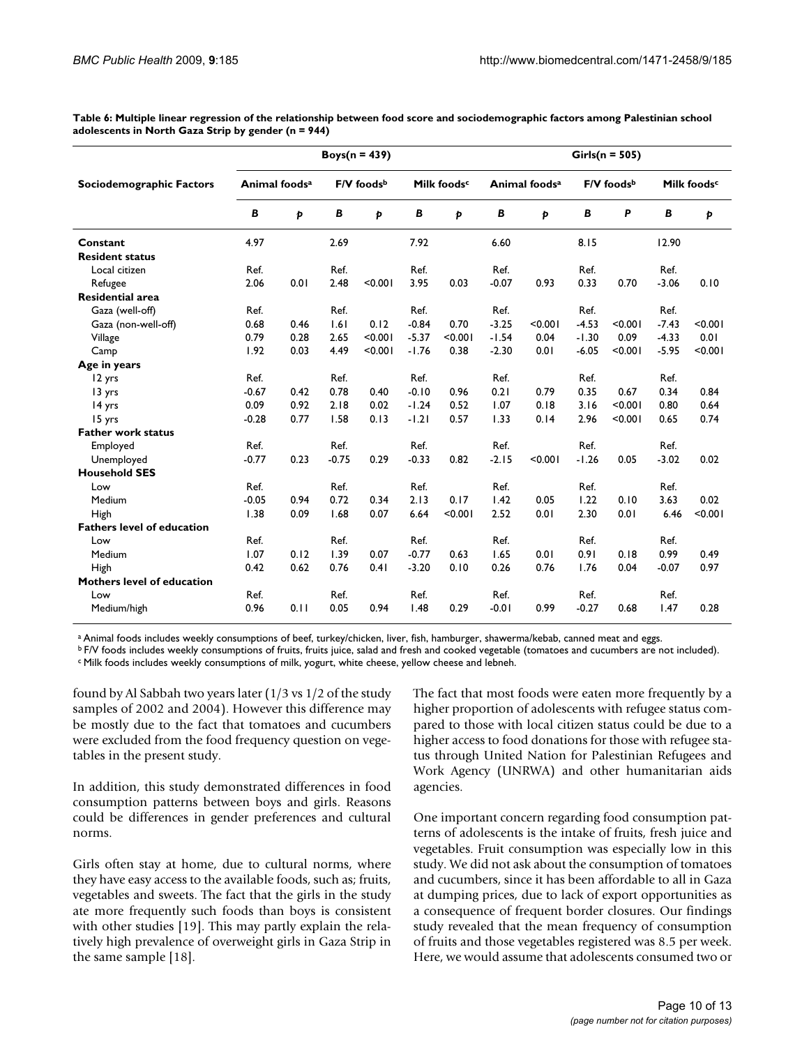**Table 6: Multiple linear regression of the relationship between food score and sociodemographic factors among Palestinian school adolescents in North Gaza Strip by gender (n = 944)**

| Sociodemographic Factors | Boys(n = 439) | | | | | | Girls(n = 505) | | | | | |
|---|---|---|---|---|---|---|---|---|---|---|---|---|
| | Animal foods[a] | | F/V foods[b] | | Milk foods[c] | | Animal foods[a] | | F/V foods[b] | | Milk foods[c] | |
| | *B* | *p* | *B* | *p* | *B* | *p* | *B* | *p* | *B* | *P* | *B* | *p* |
| **Constant** | 4.97 | | 2.69 | | 7.92 | | 6.60 | | 8.15 | | 12.90 | |
| **Resident status** | | | | | | | | | | | | |
| Local citizen | Ref. | | Ref. | | Ref. | | Ref. | | Ref. | | Ref. | |
| Refugee | 2.06 | 0.01 | 2.48 | <0.001 | 3.95 | 0.03 | -0.07 | 0.93 | 0.33 | 0.70 | -3.06 | 0.10 |
| **Residential area** | | | | | | | | | | | | |
| Gaza (well-off) | Ref. | | Ref. | | Ref. | | Ref. | | Ref. | | Ref. | |
| Gaza (non-well-off) | 0.68 | 0.46 | 1.61 | 0.12 | -0.84 | 0.70 | -3.25 | <0.001 | -4.53 | <0.001 | -7.43 | <0.001 |
| Village | 0.79 | 0.28 | 2.65 | <0.001 | -5.37 | <0.001 | -1.54 | 0.04 | -1.30 | 0.09 | -4.33 | 0.01 |
| Camp | 1.92 | 0.03 | 4.49 | <0.001 | -1.76 | 0.38 | -2.30 | 0.01 | -6.05 | <0.001 | -5.95 | <0.001 |
| **Age in years** | | | | | | | | | | | | |
| 12 yrs | Ref. | | Ref. | | Ref. | | Ref. | | Ref. | | Ref. | |
| 13 yrs | -0.67 | 0.42 | 0.78 | 0.40 | -0.10 | 0.96 | 0.21 | 0.79 | 0.35 | 0.67 | 0.34 | 0.84 |
| 14 yrs | 0.09 | 0.92 | 2.18 | 0.02 | -1.24 | 0.52 | 1.07 | 0.18 | 3.16 | <0.001 | 0.80 | 0.64 |
| 15 yrs | -0.28 | 0.77 | 1.58 | 0.13 | -1.21 | 0.57 | 1.33 | 0.14 | 2.96 | <0.001 | 0.65 | 0.74 |
| **Father work status** | | | | | | | | | | | | |
| Employed | Ref. | | Ref. | | Ref. | | Ref. | | Ref. | | Ref. | |
| Unemployed | -0.77 | 0.23 | -0.75 | 0.29 | -0.33 | 0.82 | -2.15 | <0.001 | -1.26 | 0.05 | -3.02 | 0.02 |
| **Household SES** | | | | | | | | | | | | |
| Low | Ref. | | Ref. | | Ref. | | Ref. | | Ref. | | Ref. | |
| Medium | -0.05 | 0.94 | 0.72 | 0.34 | 2.13 | 0.17 | 1.42 | 0.05 | 1.22 | 0.10 | 3.63 | 0.02 |
| High | 1.38 | 0.09 | 1.68 | 0.07 | 6.64 | <0.001 | 2.52 | 0.01 | 2.30 | 0.01 | 6.46 | <0.001 |
| **Fathers level of education** | | | | | | | | | | | | |
| Low | Ref. | | Ref. | | Ref. | | Ref. | | Ref. | | Ref. | |
| Medium | 1.07 | 0.12 | 1.39 | 0.07 | -0.77 | 0.63 | 1.65 | 0.01 | 0.91 | 0.18 | 0.99 | 0.49 |
| High | 0.42 | 0.62 | 0.76 | 0.41 | -3.20 | 0.10 | 0.26 | 0.76 | 1.76 | 0.04 | -0.07 | 0.97 |
| **Mothers level of education** | | | | | | | | | | | | |
| Low | Ref. | | Ref. | | Ref. | | Ref. | | Ref. | | Ref. | |
| Medium/high | 0.96 | 0.11 | 0.05 | 0.94 | 1.48 | 0.29 | -0.01 | 0.99 | -0.27 | 0.68 | 1.47 | 0.28 |

[a] Animal foods includes weekly consumptions of beef, turkey/chicken, liver, fish, hamburger, shawerma/kebab, canned meat and eggs.
[b] F/V foods includes weekly consumptions of fruits, fruits juice, salad and fresh and cooked vegetable (tomatoes and cucumbers are not included).
[c] Milk foods includes weekly consumptions of milk, yogurt, white cheese, yellow cheese and lebneh.

found by Al Sabbah two years later (1/3 vs 1/2 of the study samples of 2002 and 2004). However this difference may be mostly due to the fact that tomatoes and cucumbers were excluded from the food frequency question on vegetables in the present study.

In addition, this study demonstrated differences in food consumption patterns between boys and girls. Reasons could be differences in gender preferences and cultural norms.

Girls often stay at home, due to cultural norms, where they have easy access to the available foods, such as; fruits, vegetables and sweets. The fact that the girls in the study ate more frequently such foods than boys is consistent with other studies [19]. This may partly explain the relatively high prevalence of overweight girls in Gaza Strip in the same sample [18].

The fact that most foods were eaten more frequently by a higher proportion of adolescents with refugee status compared to those with local citizen status could be due to a higher access to food donations for those with refugee status through United Nation for Palestinian Refugees and Work Agency (UNRWA) and other humanitarian aids agencies.

One important concern regarding food consumption patterns of adolescents is the intake of fruits, fresh juice and vegetables. Fruit consumption was especially low in this study. We did not ask about the consumption of tomatoes and cucumbers, since it has been affordable to all in Gaza at dumping prices, due to lack of export opportunities as a consequence of frequent border closures. Our findings study revealed that the mean frequency of consumption of fruits and those vegetables registered was 8.5 per week. Here, we would assume that adolescents consumed two or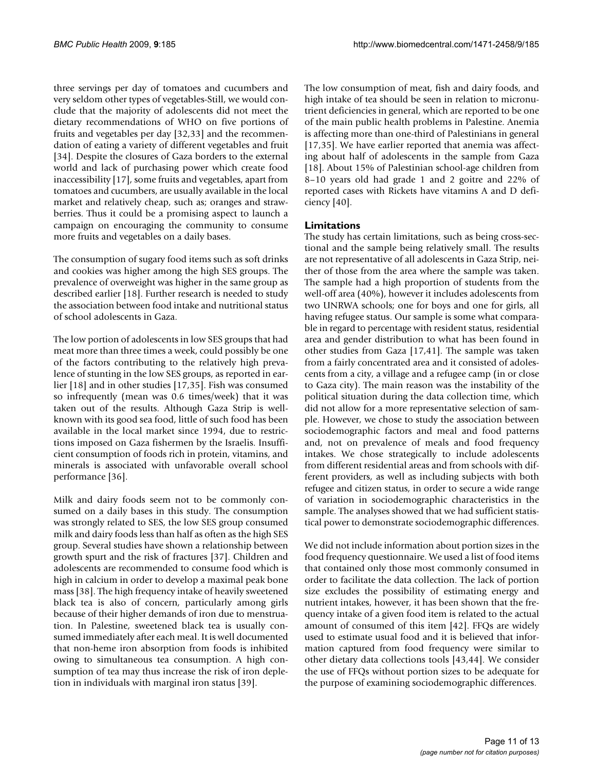three servings per day of tomatoes and cucumbers and very seldom other types of vegetables-Still, we would conclude that the majority of adolescents did not meet the dietary recommendations of WHO on five portions of fruits and vegetables per day [32,33] and the recommendation of eating a variety of different vegetables and fruit [34]. Despite the closures of Gaza borders to the external world and lack of purchasing power which create food inaccessibility [17], some fruits and vegetables, apart from tomatoes and cucumbers, are usually available in the local market and relatively cheap, such as; oranges and strawberries. Thus it could be a promising aspect to launch a campaign on encouraging the community to consume more fruits and vegetables on a daily bases.

The consumption of sugary food items such as soft drinks and cookies was higher among the high SES groups. The prevalence of overweight was higher in the same group as described earlier [18]. Further research is needed to study the association between food intake and nutritional status of school adolescents in Gaza.

The low portion of adolescents in low SES groups that had meat more than three times a week, could possibly be one of the factors contributing to the relatively high prevalence of stunting in the low SES groups, as reported in earlier [18] and in other studies [17,35]. Fish was consumed so infrequently (mean was 0.6 times/week) that it was taken out of the results. Although Gaza Strip is well-known with its good sea food, little of such food has been available in the local market since 1994, due to restrictions imposed on Gaza fishermen by the Israelis. Insufficient consumption of foods rich in protein, vitamins, and minerals is associated with unfavorable overall school performance [36].

Milk and dairy foods seem not to be commonly consumed on a daily bases in this study. The consumption was strongly related to SES, the low SES group consumed milk and dairy foods less than half as often as the high SES group. Several studies have shown a relationship between growth spurt and the risk of fractures [37]. Children and adolescents are recommended to consume food which is high in calcium in order to develop a maximal peak bone mass [38]. The high frequency intake of heavily sweetened black tea is also of concern, particularly among girls because of their higher demands of iron due to menstruation. In Palestine, sweetened black tea is usually consumed immediately after each meal. It is well documented that non-heme iron absorption from foods is inhibited owing to simultaneous tea consumption. A high consumption of tea may thus increase the risk of iron depletion in individuals with marginal iron status [39].

The low consumption of meat, fish and dairy foods, and high intake of tea should be seen in relation to micronutrient deficiencies in general, which are reported to be one of the main public health problems in Palestine. Anemia is affecting more than one-third of Palestinians in general [17,35]. We have earlier reported that anemia was affecting about half of adolescents in the sample from Gaza [18]. About 15% of Palestinian school-age children from 8–10 years old had grade 1 and 2 goitre and 22% of reported cases with Rickets have vitamins A and D deficiency [40].

## Limitations

The study has certain limitations, such as being cross-sectional and the sample being relatively small. The results are not representative of all adolescents in Gaza Strip, neither of those from the area where the sample was taken. The sample had a high proportion of students from the well-off area (40%), however it includes adolescents from two UNRWA schools; one for boys and one for girls, all having refugee status. Our sample is some what comparable in regard to percentage with resident status, residential area and gender distribution to what has been found in other studies from Gaza [17,41]. The sample was taken from a fairly concentrated area and it consisted of adolescents from a city, a village and a refugee camp (in or close to Gaza city). The main reason was the instability of the political situation during the data collection time, which did not allow for a more representative selection of sample. However, we chose to study the association between sociodemographic factors and meal and food patterns and, not on prevalence of meals and food frequency intakes. We chose strategically to include adolescents from different residential areas and from schools with different providers, as well as including subjects with both refugee and citizen status, in order to secure a wide range of variation in sociodemographic characteristics in the sample. The analyses showed that we had sufficient statistical power to demonstrate sociodemographic differences.

We did not include information about portion sizes in the food frequency questionnaire. We used a list of food items that contained only those most commonly consumed in order to facilitate the data collection. The lack of portion size excludes the possibility of estimating energy and nutrient intakes, however, it has been shown that the frequency intake of a given food item is related to the actual amount of consumed of this item [42]. FFQs are widely used to estimate usual food and it is believed that information captured from food frequency were similar to other dietary data collections tools [43,44]. We consider the use of FFQs without portion sizes to be adequate for the purpose of examining sociodemographic differences.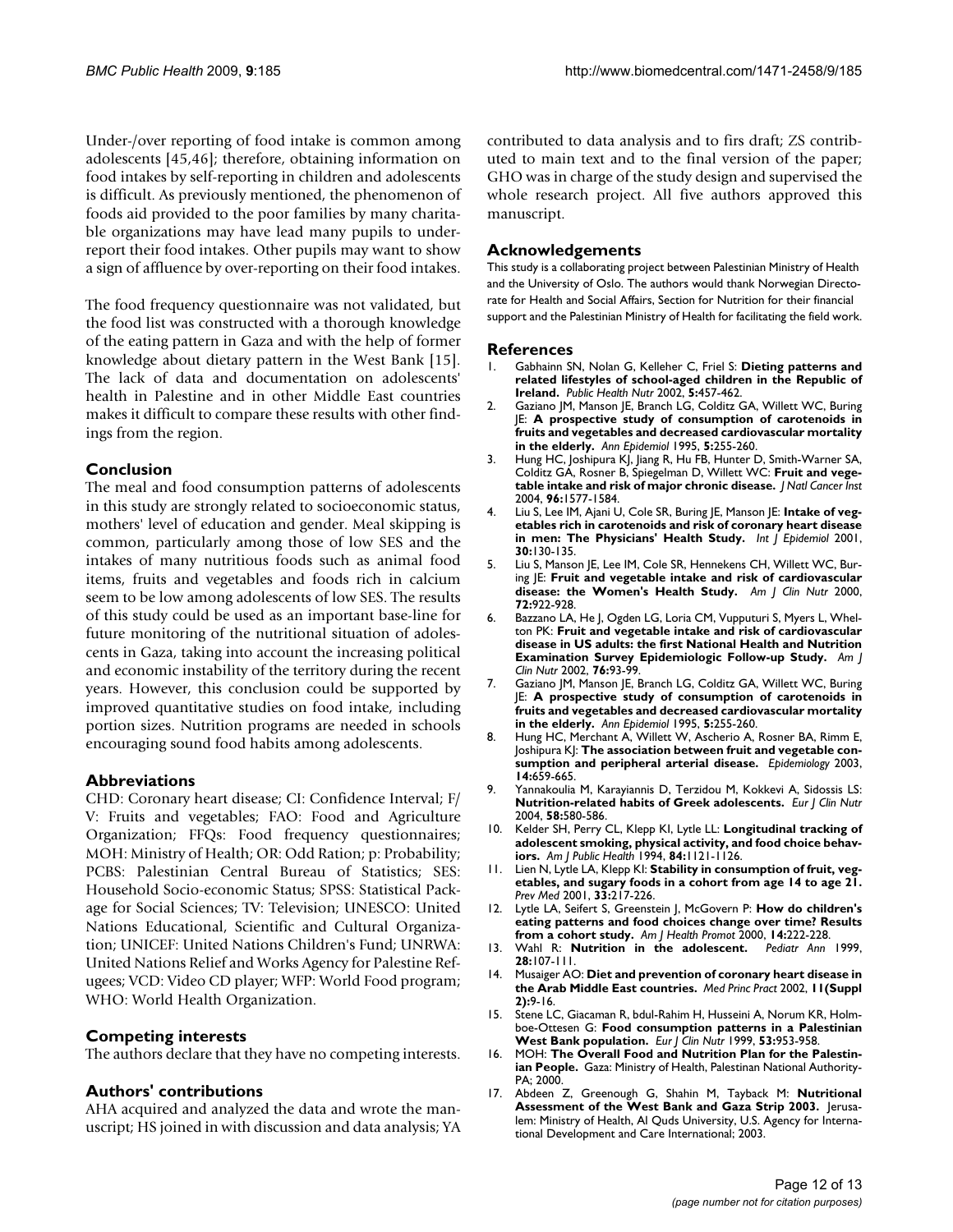Under-/over reporting of food intake is common among adolescents [45,46]; therefore, obtaining information on food intakes by self-reporting in children and adolescents is difficult. As previously mentioned, the phenomenon of foods aid provided to the poor families by many charitable organizations may have lead many pupils to under-report their food intakes. Other pupils may want to show a sign of affluence by over-reporting on their food intakes.

The food frequency questionnaire was not validated, but the food list was constructed with a thorough knowledge of the eating pattern in Gaza and with the help of former knowledge about dietary pattern in the West Bank [15]. The lack of data and documentation on adolescents' health in Palestine and in other Middle East countries makes it difficult to compare these results with other findings from the region.

## Conclusion

The meal and food consumption patterns of adolescents in this study are strongly related to socioeconomic status, mothers' level of education and gender. Meal skipping is common, particularly among those of low SES and the intakes of many nutritious foods such as animal food items, fruits and vegetables and foods rich in calcium seem to be low among adolescents of low SES. The results of this study could be used as an important base-line for future monitoring of the nutritional situation of adolescents in Gaza, taking into account the increasing political and economic instability of the territory during the recent years. However, this conclusion could be supported by improved quantitative studies on food intake, including portion sizes. Nutrition programs are needed in schools encouraging sound food habits among adolescents.

## Abbreviations

CHD: Coronary heart disease; CI: Confidence Interval; F/V: Fruits and vegetables; FAO: Food and Agriculture Organization; FFQs: Food frequency questionnaires; MOH: Ministry of Health; OR: Odd Ration; p: Probability; PCBS: Palestinian Central Bureau of Statistics; SES: Household Socio-economic Status; SPSS: Statistical Package for Social Sciences; TV: Television; UNESCO: United Nations Educational, Scientific and Cultural Organization; UNICEF: United Nations Children's Fund; UNRWA: United Nations Relief and Works Agency for Palestine Refugees; VCD: Video CD player; WFP: World Food program; WHO: World Health Organization.

## Competing interests

The authors declare that they have no competing interests.

## Authors' contributions

AHA acquired and analyzed the data and wrote the manuscript; HS joined in with discussion and data analysis; YA contributed to data analysis and to firs draft; ZS contributed to main text and to the final version of the paper; GHO was in charge of the study design and supervised the whole research project. All five authors approved this manuscript.

## Acknowledgements

This study is a collaborating project between Palestinian Ministry of Health and the University of Oslo. The authors would thank Norwegian Directorate for Health and Social Affairs, Section for Nutrition for their financial support and the Palestinian Ministry of Health for facilitating the field work.

## References

1. Gabhainn SN, Nolan G, Kelleher C, Friel S: **Dieting patterns and related lifestyles of school-aged children in the Republic of Ireland.** *Public Health Nutr* 2002, **5**:457-462.
2. Gaziano JM, Manson JE, Branch LG, Colditz GA, Willett WC, Buring JE: **A prospective study of consumption of carotenoids in fruits and vegetables and decreased cardiovascular mortality in the elderly.** *Ann Epidemiol* 1995, **5**:255-260.
3. Hung HC, Joshipura KJ, Jiang R, Hu FB, Hunter D, Smith-Warner SA, Colditz GA, Rosner B, Spiegelman D, Willett WC: **Fruit and vegetable intake and risk of major chronic disease.** *J Natl Cancer Inst* 2004, **96**:1577-1584.
4. Liu S, Lee IM, Ajani U, Cole SR, Buring JE, Manson JE: **Intake of vegetables rich in carotenoids and risk of coronary heart disease in men: The Physicians' Health Study.** *Int J Epidemiol* 2001, **30**:130-135.
5. Liu S, Manson JE, Lee IM, Cole SR, Hennekens CH, Willett WC, Buring JE: **Fruit and vegetable intake and risk of cardiovascular disease: the Women's Health Study.** *Am J Clin Nutr* 2000, **72**:922-928.
6. Bazzano LA, He J, Ogden LG, Loria CM, Vupputuri S, Myers L, Whelton PK: **Fruit and vegetable intake and risk of cardiovascular disease in US adults: the first National Health and Nutrition Examination Survey Epidemiologic Follow-up Study.** *Am J Clin Nutr* 2002, **76**:93-99.
7. Gaziano JM, Manson JE, Branch LG, Colditz GA, Willett WC, Buring JE: **A prospective study of consumption of carotenoids in fruits and vegetables and decreased cardiovascular mortality in the elderly.** *Ann Epidemiol* 1995, **5**:255-260.
8. Hung HC, Merchant A, Willett W, Ascherio A, Rosner BA, Rimm E, Joshipura KJ: **The association between fruit and vegetable consumption and peripheral arterial disease.** *Epidemiology* 2003, **14**:659-665.
9. Yannakoulia M, Karayiannis D, Terzidou M, Kokkevi A, Sidossis LS: **Nutrition-related habits of Greek adolescents.** *Eur J Clin Nutr* 2004, **58**:580-586.
10. Kelder SH, Perry CL, Klepp KI, Lytle LL: **Longitudinal tracking of adolescent smoking, physical activity, and food choice behaviors.** *Am J Public Health* 1994, **84**:1121-1126.
11. Lien N, Lytle LA, Klepp KI: **Stability in consumption of fruit, vegetables, and sugary foods in a cohort from age 14 to age 21.** *Prev Med* 2001, **33**:217-226.
12. Lytle LA, Seifert S, Greenstein J, McGovern P: **How do children's eating patterns and food choices change over time? Results from a cohort study.** *Am J Health Promot* 2000, **14**:222-228.
13. Wahl R: **Nutrition in the adolescent.** *Pediatr Ann* 1999, **28**:107-111.
14. Musaiger AO: **Diet and prevention of coronary heart disease in the Arab Middle East countries.** *Med Princ Pract* 2002, **11(Suppl 2)**:9-16.
15. Stene LC, Giacaman R, bdul-Rahim H, Husseini A, Norum KR, Holmboe-Ottesen G: **Food consumption patterns in a Palestinian West Bank population.** *Eur J Clin Nutr* 1999, **53**:953-958.
16. MOH: **The Overall Food and Nutrition Plan for the Palestinian People.** Gaza: Ministry of Health, Palestinan National Authority-PA; 2000.
17. Abdeen Z, Greenough G, Shahin M, Tayback M: **Nutritional Assessment of the West Bank and Gaza Strip 2003.** Jerusalem: Ministry of Health, Al Quds University, U.S. Agency for International Development and Care International; 2003.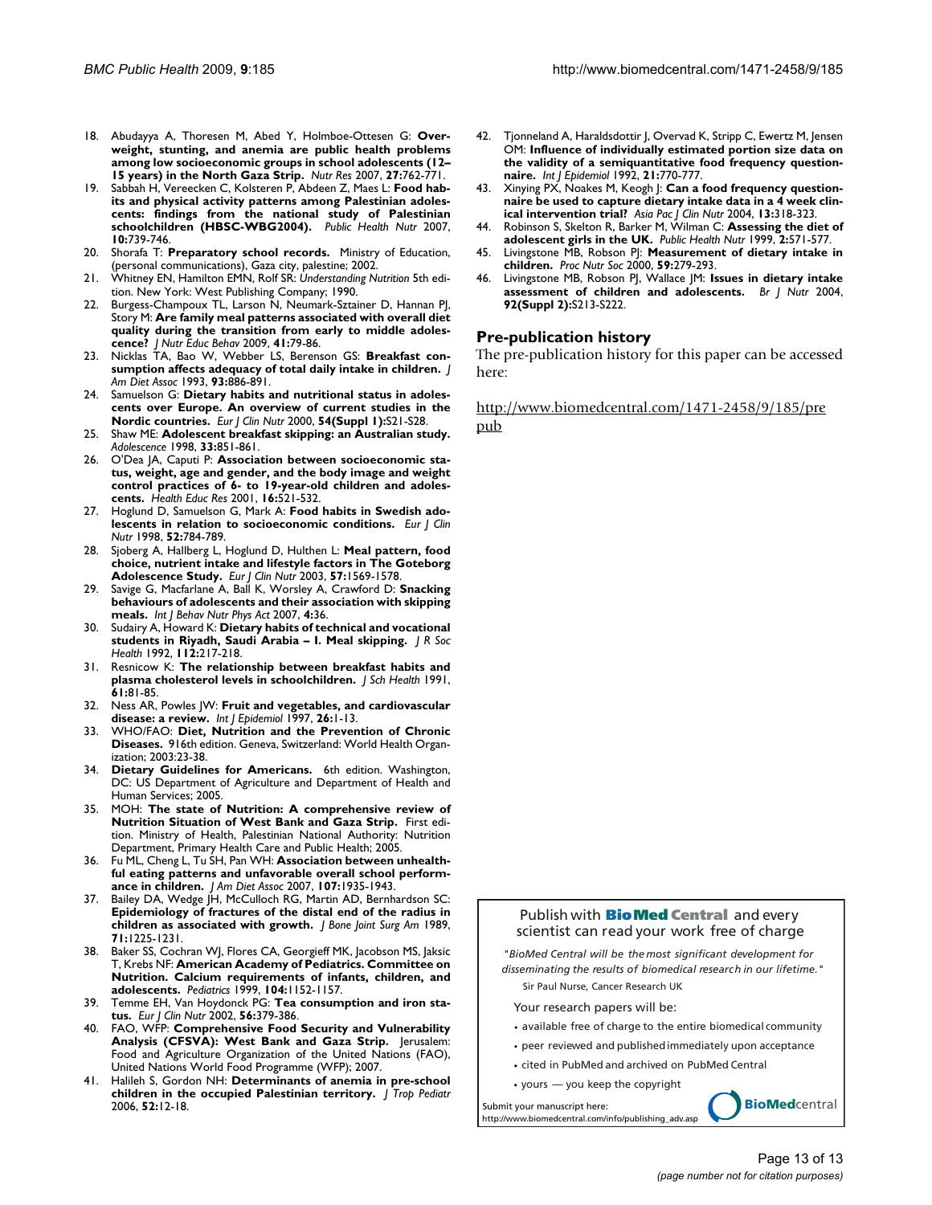18. Abudayya A, Thoresen M, Abed Y, Holmboe-Ottesen G: **Overweight, stunting, and anemia are public health problems among low socioeconomic groups in school adolescents (12–15 years) in the North Gaza Strip.** *Nutr Res* 2007, **27:**762-771.
19. Sabbah H, Vereecken C, Kolsteren P, Abdeen Z, Maes L: **Food habits and physical activity patterns among Palestinian adolescents: findings from the national study of Palestinian schoolchildren (HBSC-WBG2004).** *Public Health Nutr* 2007, **10:**739-746.
20. Shorafa T: **Preparatory school records.** Ministry of Education, (personal communications), Gaza city, palestine; 2002.
21. Whitney EN, Hamilton EMN, Rolf SR: *Understanding Nutrition* 5th edition. New York: West Publishing Company; 1990.
22. Burgess-Champoux TL, Larson N, Neumark-Sztainer D, Hannan PJ, Story M: **Are family meal patterns associated with overall diet quality during the transition from early to middle adolescence?** *J Nutr Educ Behav* 2009, **41:**79-86.
23. Nicklas TA, Bao W, Webber LS, Berenson GS: **Breakfast consumption affects adequacy of total daily intake in children.** *J Am Diet Assoc* 1993, **93:**886-891.
24. Samuelson G: **Dietary habits and nutritional status in adolescents over Europe. An overview of current studies in the Nordic countries.** *Eur J Clin Nutr* 2000, **54(Suppl 1):**S21-S28.
25. Shaw ME: **Adolescent breakfast skipping: an Australian study.** *Adolescence* 1998, **33:**851-861.
26. O'Dea JA, Caputi P: **Association between socioeconomic status, weight, age and gender, and the body image and weight control practices of 6- to 19-year-old children and adolescents.** *Health Educ Res* 2001, **16:**521-532.
27. Hoglund D, Samuelson G, Mark A: **Food habits in Swedish adolescents in relation to socioeconomic conditions.** *Eur J Clin Nutr* 1998, **52:**784-789.
28. Sjoberg A, Hallberg L, Hoglund D, Hulthen L: **Meal pattern, food choice, nutrient intake and lifestyle factors in The Goteborg Adolescence Study.** *Eur J Clin Nutr* 2003, **57:**1569-1578.
29. Savige G, Macfarlane A, Ball K, Worsley A, Crawford D: **Snacking behaviours of adolescents and their association with skipping meals.** *Int J Behav Nutr Phys Act* 2007, **4:**36.
30. Sudairy A, Howard K: **Dietary habits of technical and vocational students in Riyadh, Saudi Arabia – I. Meal skipping.** *J R Soc Health* 1992, **112:**217-218.
31. Resnicow K: **The relationship between breakfast habits and plasma cholesterol levels in schoolchildren.** *J Sch Health* 1991, **61:**81-85.
32. Ness AR, Powles JW: **Fruit and vegetables, and cardiovascular disease: a review.** *Int J Epidemiol* 1997, **26:**1-13.
33. WHO/FAO: **Diet, Nutrition and the Prevention of Chronic Diseases.** 916th edition. Geneva, Switzerland: World Health Organization; 2003:23-38.
34. **Dietary Guidelines for Americans.** 6th edition. Washington, DC: US Department of Agriculture and Department of Health and Human Services; 2005.
35. MOH: **The state of Nutrition: A comprehensive review of Nutrition Situation of West Bank and Gaza Strip.** First edition. Ministry of Health, Palestinian National Authority: Nutrition Department, Primary Health Care and Public Health; 2005.
36. Fu ML, Cheng L, Tu SH, Pan WH: **Association between unhealthful eating patterns and unfavorable overall school performance in children.** *J Am Diet Assoc* 2007, **107:**1935-1943.
37. Bailey DA, Wedge JH, McCulloch RG, Martin AD, Bernhardson SC: **Epidemiology of fractures of the distal end of the radius in children as associated with growth.** *J Bone Joint Surg Am* 1989, **71:**1225-1231.
38. Baker SS, Cochran WJ, Flores CA, Georgieff MK, Jacobson MS, Jaksic T, Krebs NF: **American Academy of Pediatrics. Committee on Nutrition. Calcium requirements of infants, children, and adolescents.** *Pediatrics* 1999, **104:**1152-1157.
39. Temme EH, Van Hoydonck PG: **Tea consumption and iron status.** *Eur J Clin Nutr* 2002, **56:**379-386.
40. FAO, WFP: **Comprehensive Food Security and Vulnerability Analysis (CFSVA): West Bank and Gaza Strip.** Jerusalem: Food and Agriculture Organization of the United Nations (FAO), United Nations World Food Programme (WFP); 2007.
41. Halileh S, Gordon NH: **Determinants of anemia in pre-school children in the occupied Palestinian territory.** *J Trop Pediatr* 2006, **52:**12-18.
42. Tjonneland A, Haraldsdottir J, Overvad K, Stripp C, Ewertz M, Jensen OM: **Influence of individually estimated portion size data on the validity of a semiquantitative food frequency questionnaire.** *Int J Epidemiol* 1992, **21:**770-777.
43. Xinying PX, Noakes M, Keogh J: **Can a food frequency questionnaire be used to capture dietary intake data in a 4 week clinical intervention trial?** *Asia Pac J Clin Nutr* 2004, **13:**318-323.
44. Robinson S, Skelton R, Barker M, Wilman C: **Assessing the diet of adolescent girls in the UK.** *Public Health Nutr* 1999, **2:**571-577.
45. Livingstone MB, Robson PJ: **Measurement of dietary intake in children.** *Proc Nutr Soc* 2000, **59:**279-293.
46. Livingstone MB, Robson PJ, Wallace JM: **Issues in dietary intake assessment of children and adolescents.** *Br J Nutr* 2004, **92(Suppl 2):**S213-S222.

## Pre-publication history

The pre-publication history for this paper can be accessed here:

http://www.biomedcentral.com/1471-2458/9/185/prepub

Publish with **BioMed Central** and every scientist can read your work free of charge

*"BioMed Central will be the most significant development for disseminating the results of biomedical research in our lifetime."*
Sir Paul Nurse, Cancer Research UK

Your research papers will be:

- available free of charge to the entire biomedical community
- peer reviewed and published immediately upon acceptance
- cited in PubMed and archived on PubMed Central
- yours — you keep the copyright

Submit your manuscript here:
http://www.biomedcentral.com/info/publishing_adv.asp

**BioMed**central